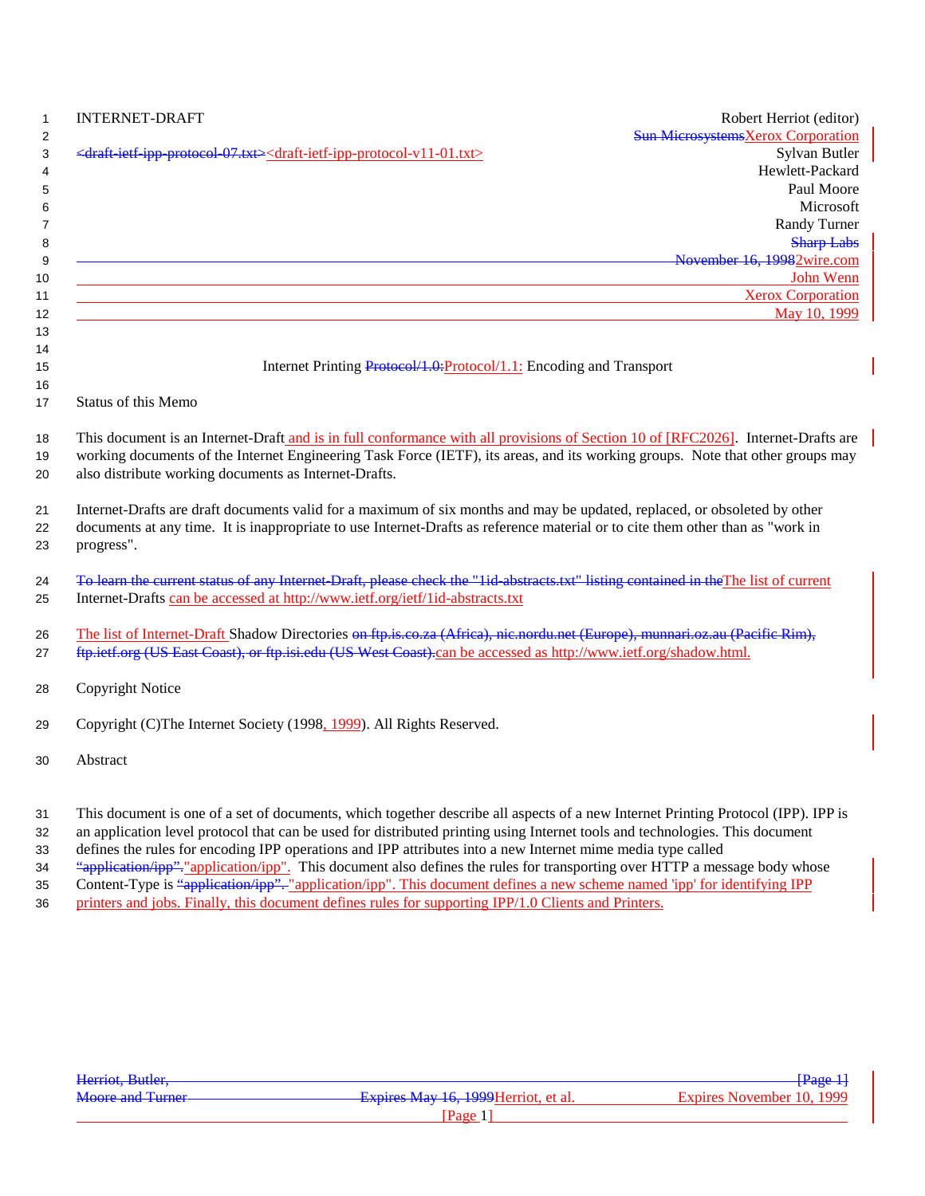INTERNET-DRAFT

Robert Herriot (editor)
~~Sun Microsystems~~Xerox Corporation

~~<draft-ietf-ipp-protocol-07.txt>~~<draft-ietf-ipp-protocol-v11-01.txt>

Sylvan Butler
Hewlett-Packard
Paul Moore
Microsoft
Randy Turner
~~Sharp Labs~~
~~November 16, 1998~~2wire.com
John Wenn
Xerox Corporation
May 10, 1999

# Internet Printing ~~Protocol/1.0:~~Protocol/1.1: Encoding and Transport

## Status of this Memo

This document is an Internet-Draft and is in full conformance with all provisions of Section 10 of [RFC2026]. Internet-Drafts are working documents of the Internet Engineering Task Force (IETF), its areas, and its working groups. Note that other groups may also distribute working documents as Internet-Drafts.

Internet-Drafts are draft documents valid for a maximum of six months and may be updated, replaced, or obsoleted by other documents at any time. It is inappropriate to use Internet-Drafts as reference material or to cite them other than as "work in progress".

~~To learn the current status of any Internet-Draft, please check the "1id-abstracts.txt" listing contained in the~~The list of current Internet-Drafts can be accessed at http://www.ietf.org/ietf/1id-abstracts.txt

The list of Internet-Draft Shadow Directories ~~on ftp.is.co.za (Africa), nic.nordu.net (Europe), munnari.oz.au (Pacific Rim), ftp.ietf.org (US East Coast), or ftp.isi.edu (US West Coast).~~can be accessed as http://www.ietf.org/shadow.html.

## Copyright Notice

Copyright (C)The Internet Society (1998, 1999). All Rights Reserved.

## Abstract

This document is one of a set of documents, which together describe all aspects of a new Internet Printing Protocol (IPP). IPP is an application level protocol that can be used for distributed printing using Internet tools and technologies. This document defines the rules for encoding IPP operations and IPP attributes into a new Internet mime media type called ~~“application/ipp”.~~"application/ipp". This document also defines the rules for transporting over HTTP a message body whose Content-Type is ~~“application/ipp”.~~ "application/ipp". This document defines a new scheme named 'ipp' for identifying IPP printers and jobs. Finally, this document defines rules for supporting IPP/1.0 Clients and Printers.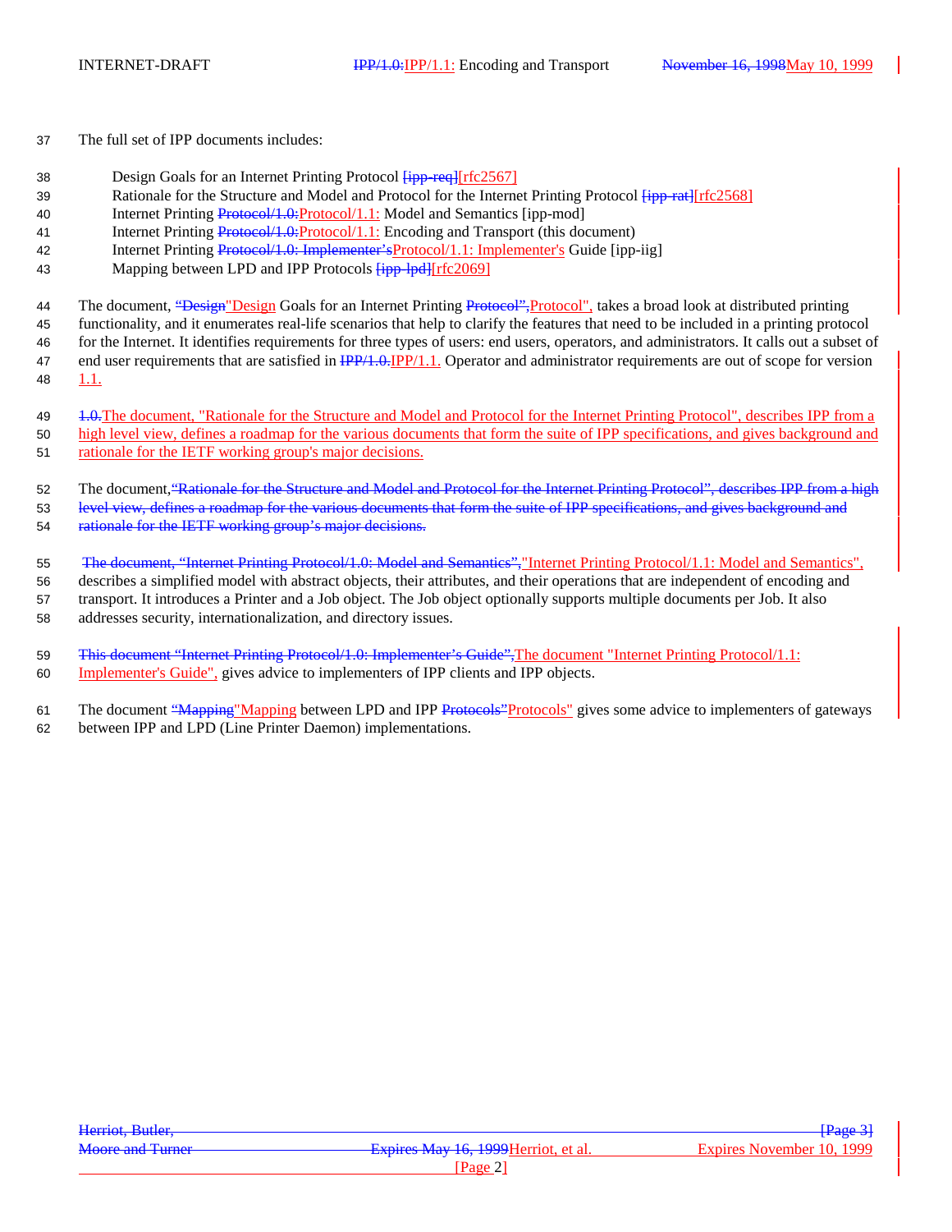37 The full set of IPP documents includes:

38 Design Goals for an Internet Printing Protocol ~~[ipp-req]~~[rfc2567]
39 Rationale for the Structure and Model and Protocol for the Internet Printing Protocol ~~[ipp-rat]~~[rfc2568]
40 Internet Printing ~~Protocol/1.0:~~Protocol/1.1: Model and Semantics [ipp-mod]
41 Internet Printing ~~Protocol/1.0:~~Protocol/1.1: Encoding and Transport (this document)
42 Internet Printing ~~Protocol/1.0: Implementer's~~Protocol/1.1: Implementer's Guide [ipp-iig]
43 Mapping between LPD and IPP Protocols ~~[ipp-lpd]~~[rfc2069]

44 The document, ~~"Design~~"Design Goals for an Internet Printing ~~Protocol",~~Protocol", takes a broad look at distributed printing
45 functionality, and it enumerates real-life scenarios that help to clarify the features that need to be included in a printing protocol
46 for the Internet. It identifies requirements for three types of users: end users, operators, and administrators. It calls out a subset of
47 end user requirements that are satisfied in ~~IPP/1.0.~~IPP/1.1. Operator and administrator requirements are out of scope for version
48 1.1.

49 ~~1.0.~~The document, "Rationale for the Structure and Model and Protocol for the Internet Printing Protocol", describes IPP from a
50 high level view, defines a roadmap for the various documents that form the suite of IPP specifications, and gives background and
51 rationale for the IETF working group's major decisions.

52 The document,~~"Rationale for the Structure and Model and Protocol for the Internet Printing Protocol", describes IPP from a high~~
53 ~~level view, defines a roadmap for the various documents that form the suite of IPP specifications, and gives background and~~
54 ~~rationale for the IETF working group's major decisions.~~

55 ~~The document, "Internet Printing Protocol/1.0: Model and Semantics",~~"Internet Printing Protocol/1.1: Model and Semantics",
56 describes a simplified model with abstract objects, their attributes, and their operations that are independent of encoding and
57 transport. It introduces a Printer and a Job object. The Job object optionally supports multiple documents per Job. It also
58 addresses security, internationalization, and directory issues.

59 ~~This document "Internet Printing Protocol/1.0: Implementer's Guide",~~The document "Internet Printing Protocol/1.1:
60 Implementer's Guide", gives advice to implementers of IPP clients and IPP objects.

61 The document ~~"Mapping~~"Mapping between LPD and IPP ~~Protocols"~~Protocols" gives some advice to implementers of gateways
62 between IPP and LPD (Line Printer Daemon) implementations.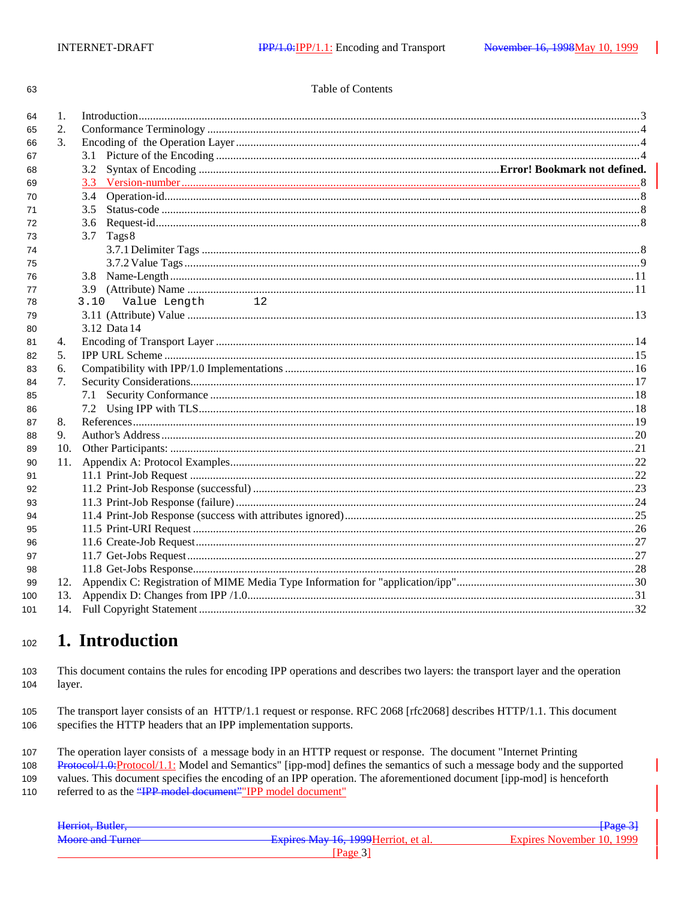Table of Contents

1. Introduction ........................................................ 3
2. Conformance Terminology ........................................... 4
3. Encoding of the Operation Layer ................................... 4
   3.1 Picture of the Encoding ........................................ 4
   3.2 Syntax of Encoding ........................ Error! Bookmark not defined.
   3.3 Version-number ................................................. 8
   3.4 Operation-id ................................................... 8
   3.5 Status-code .................................................... 8
   3.6 Request-id ..................................................... 8
   3.7 Tags 8
      3.7.1 Delimiter Tags ............................................ 8
      3.7.2 Value Tags ................................................ 9
   3.8 Name-Length .................................................... 11
   3.9 (Attribute) Name ............................................... 11
   3.10 Value Length 12
   3.11 (Attribute) Value ............................................. 13
   3.12 Data 14
4. Encoding of Transport Layer ....................................... 14
5. IPP URL Scheme ..................................................... 15
6. Compatibility with IPP/1.0 Implementations ........................ 16
7. Security Considerations ........................................... 17
   7.1 Security Conformance ........................................... 18
   7.2 Using IPP with TLS ............................................. 18
8. References ......................................................... 19
9. Author's Address ................................................... 20
10. Other Participants: ............................................... 21
11. Appendix A: Protocol Examples ..................................... 22
   11.1 Print-Job Request ............................................. 22
   11.2 Print-Job Response (successful) ............................... 23
   11.3 Print-Job Response (failure) .................................. 24
   11.4 Print-Job Response (success with attributes ignored) .......... 25
   11.5 Print-URI Request ............................................. 26
   11.6 Create-Job Request ............................................ 27
   11.7 Get-Jobs Request .............................................. 27
   11.8 Get-Jobs Response ............................................. 28
12. Appendix C: Registration of MIME Media Type Information for "application/ipp" ... 30
13. Appendix D: Changes from IPP /1.0 ................................. 31
14. Full Copyright Statement .......................................... 32

# 1. Introduction

This document contains the rules for encoding IPP operations and describes two layers: the transport layer and the operation layer.

The transport layer consists of an HTTP/1.1 request or response. RFC 2068 [rfc2068] describes HTTP/1.1. This document specifies the HTTP headers that an IPP implementation supports.

The operation layer consists of a message body in an HTTP request or response. The document "Internet Printing ~~Protocol/1.0:~~Protocol/1.1: Model and Semantics" [ipp-mod] defines the semantics of such a message body and the supported values. This document specifies the encoding of an IPP operation. The aforementioned document [ipp-mod] is henceforth referred to as the ~~"IPP model document"~~"IPP model document"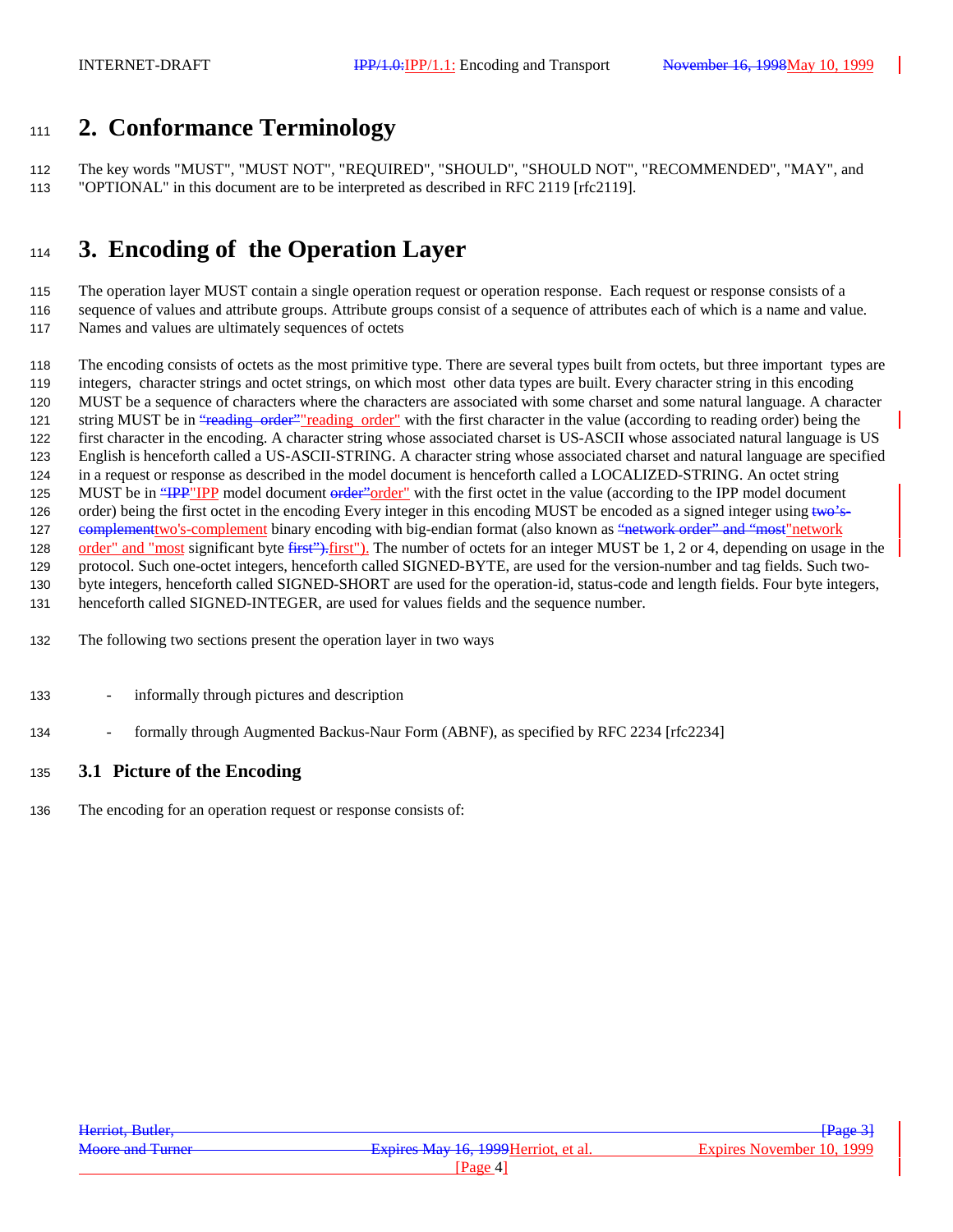# 2. Conformance Terminology

The key words "MUST", "MUST NOT", "REQUIRED", "SHOULD", "SHOULD NOT", "RECOMMENDED", "MAY", and "OPTIONAL" in this document are to be interpreted as described in RFC 2119 [rfc2119].

# 3. Encoding of the Operation Layer

The operation layer MUST contain a single operation request or operation response. Each request or response consists of a sequence of values and attribute groups. Attribute groups consist of a sequence of attributes each of which is a name and value. Names and values are ultimately sequences of octets

The encoding consists of octets as the most primitive type. There are several types built from octets, but three important types are integers, character strings and octet strings, on which most other data types are built. Every character string in this encoding MUST be a sequence of characters where the characters are associated with some charset and some natural language. A character string MUST be in ~~“reading order”~~"reading order" with the first character in the value (according to reading order) being the first character in the encoding. A character string whose associated charset is US-ASCII whose associated natural language is US English is henceforth called a US-ASCII-STRING. A character string whose associated charset and natural language are specified in a request or response as described in the model document is henceforth called a LOCALIZED-STRING. An octet string MUST be in ~~“IPP~~"IPP model document ~~order”~~order" with the first octet in the value (according to the IPP model document order) being the first octet in the encoding Every integer in this encoding MUST be encoded as a signed integer using ~~two’s-complement~~two's-complement binary encoding with big-endian format (also known as ~~“network order” and “most~~"network order" and "most significant byte ~~first”).~~first"). The number of octets for an integer MUST be 1, 2 or 4, depending on usage in the protocol. Such one-octet integers, henceforth called SIGNED-BYTE, are used for the version-number and tag fields. Such two-byte integers, henceforth called SIGNED-SHORT are used for the operation-id, status-code and length fields. Four byte integers, henceforth called SIGNED-INTEGER, are used for values fields and the sequence number.

The following two sections present the operation layer in two ways

- informally through pictures and description

- formally through Augmented Backus-Naur Form (ABNF), as specified by RFC 2234 [rfc2234]

## 3.1 Picture of the Encoding

The encoding for an operation request or response consists of: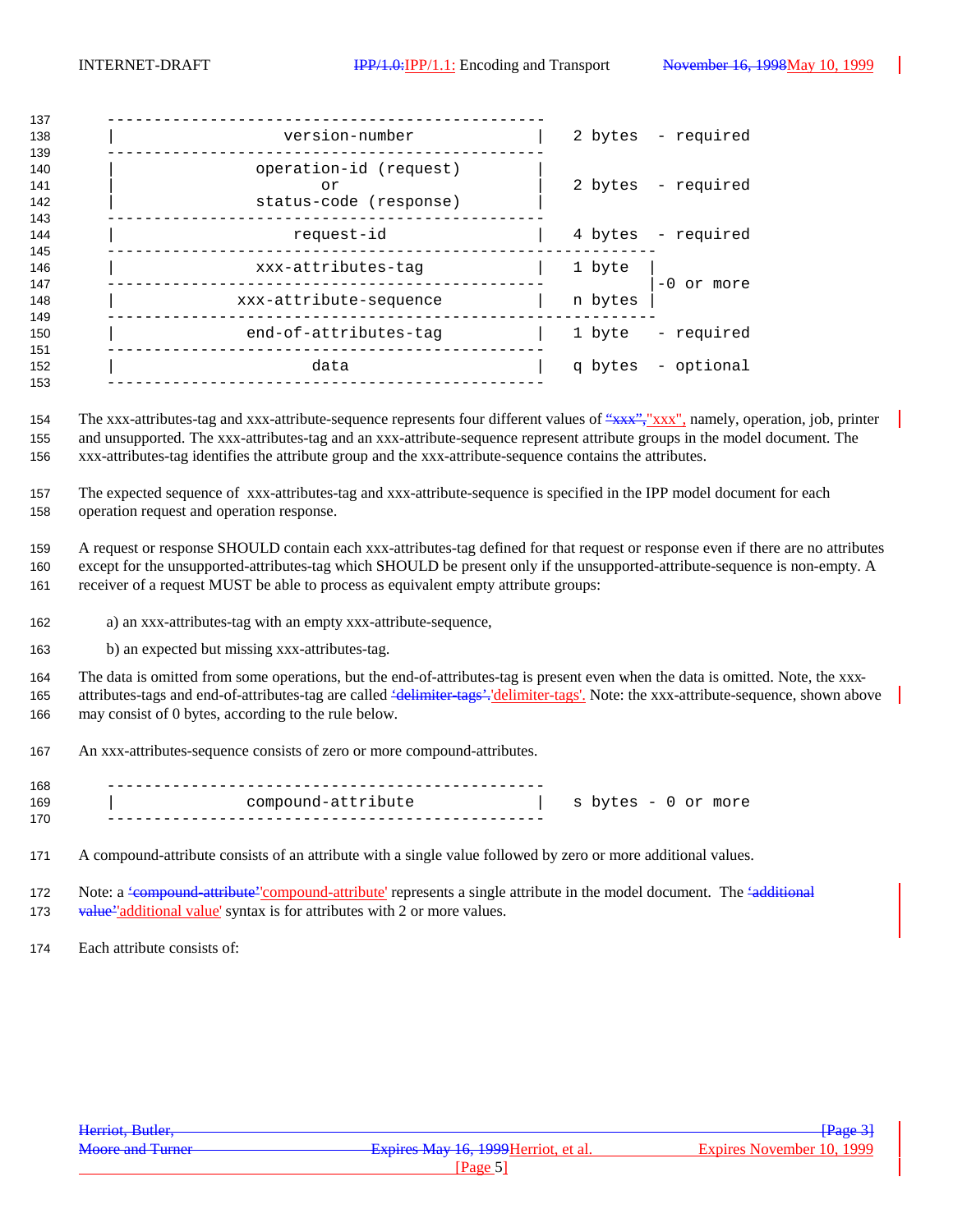```
    -----------------------------------------------
    |                  version-number             |   2 bytes  - required
    -----------------------------------------------
    |               operation-id (request)        |
    |                      or                     |   2 bytes  - required
    |               status-code (response)        |
    -----------------------------------------------
    |                   request-id                |   4 bytes  - required
    -----------------------------------------------------------
    |               xxx-attributes-tag            |   1 byte  |
    -----------------------------------------------           |-0 or more
    |             xxx-attribute-sequence          |   n bytes |
    -----------------------------------------------------------
    |              end-of-attributes-tag          |   1 byte   - required
    -----------------------------------------------
    |                     data                    |   q bytes  - optional
    -----------------------------------------------
```

The xxx-attributes-tag and xxx-attribute-sequence represents four different values of "xxx", namely, operation, job, printer and unsupported. The xxx-attributes-tag and an xxx-attribute-sequence represent attribute groups in the model document. The xxx-attributes-tag identifies the attribute group and the xxx-attribute-sequence contains the attributes.

The expected sequence of xxx-attributes-tag and xxx-attribute-sequence is specified in the IPP model document for each operation request and operation response.

A request or response SHOULD contain each xxx-attributes-tag defined for that request or response even if there are no attributes except for the unsupported-attributes-tag which SHOULD be present only if the unsupported-attribute-sequence is non-empty. A receiver of a request MUST be able to process as equivalent empty attribute groups:

a) an xxx-attributes-tag with an empty xxx-attribute-sequence,

b) an expected but missing xxx-attributes-tag.

The data is omitted from some operations, but the end-of-attributes-tag is present even when the data is omitted. Note, the xxx-attributes-tags and end-of-attributes-tag are called 'delimiter-tags'. Note: the xxx-attribute-sequence, shown above may consist of 0 bytes, according to the rule below.

An xxx-attributes-sequence consists of zero or more compound-attributes.

```
    -----------------------------------------------
    |              compound-attribute             |   s bytes - 0 or more
    -----------------------------------------------
```

A compound-attribute consists of an attribute with a single value followed by zero or more additional values.

Note: a 'compound-attribute' represents a single attribute in the model document. The 'additional value' syntax is for attributes with 2 or more values.

Each attribute consists of: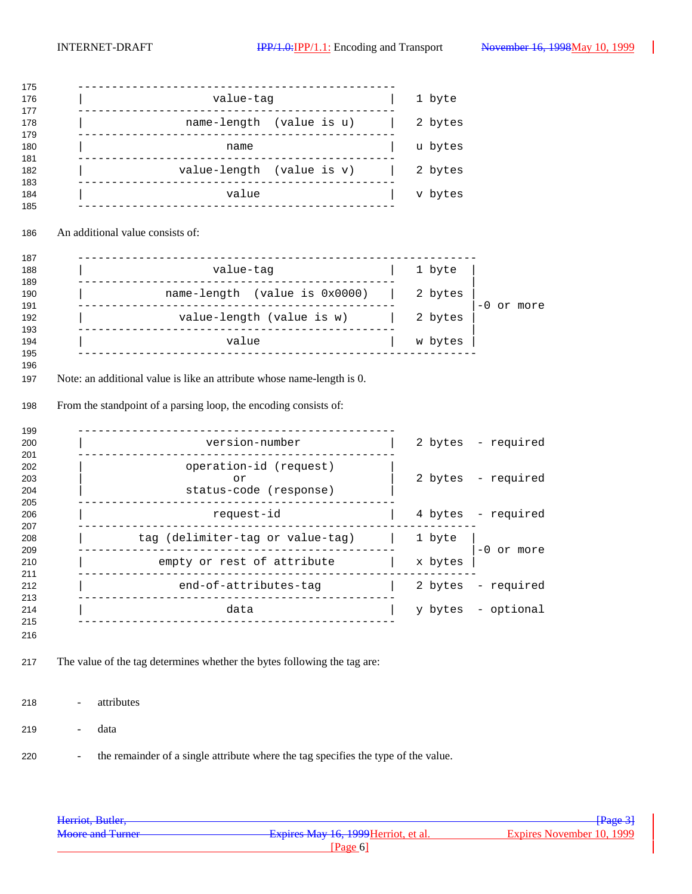```
-----------------------------------------------
|                  value-tag                  |   1 byte
-----------------------------------------------
|              name-length  (value is u)      |   2 bytes
-----------------------------------------------
|                     name                    |   u bytes
-----------------------------------------------
|             value-length  (value is v)      |   2 bytes
-----------------------------------------------
|                     value                   |   v bytes
-----------------------------------------------
```

An additional value consists of:

```
-----------------------------------------------------------
|                  value-tag                  |   1 byte  |
-----------------------------------------------           |
|            name-length  (value is 0x0000)   |   2 bytes |
-----------------------------------------------           |-0 or more
|             value-length (value is w)       |   2 bytes |
-----------------------------------------------           |
|                     value                   |   w bytes |
-----------------------------------------------------------
```

Note: an additional value is like an attribute whose name-length is 0.

From the standpoint of a parsing loop, the encoding consists of:

```
-----------------------------------------------
|                 version-number              |   2 bytes  - required
-----------------------------------------------
|              operation-id (request)         |
|                      or                     |   2 bytes  - required
|              status-code (response)         |
-----------------------------------------------
|                  request-id                 |   4 bytes  - required
-----------------------------------------------------------
|        tag (delimiter-tag or value-tag)     |   1 byte  |
-----------------------------------------------           |-0 or more
|           empty or rest of attribute        |   x bytes |
-----------------------------------------------------------
|             end-of-attributes-tag           |   2 bytes  - required
-----------------------------------------------
|                     data                    |   y bytes  - optional
-----------------------------------------------
```

The value of the tag determines whether the bytes following the tag are:

- attributes
- data
- the remainder of a single attribute where the tag specifies the type of the value.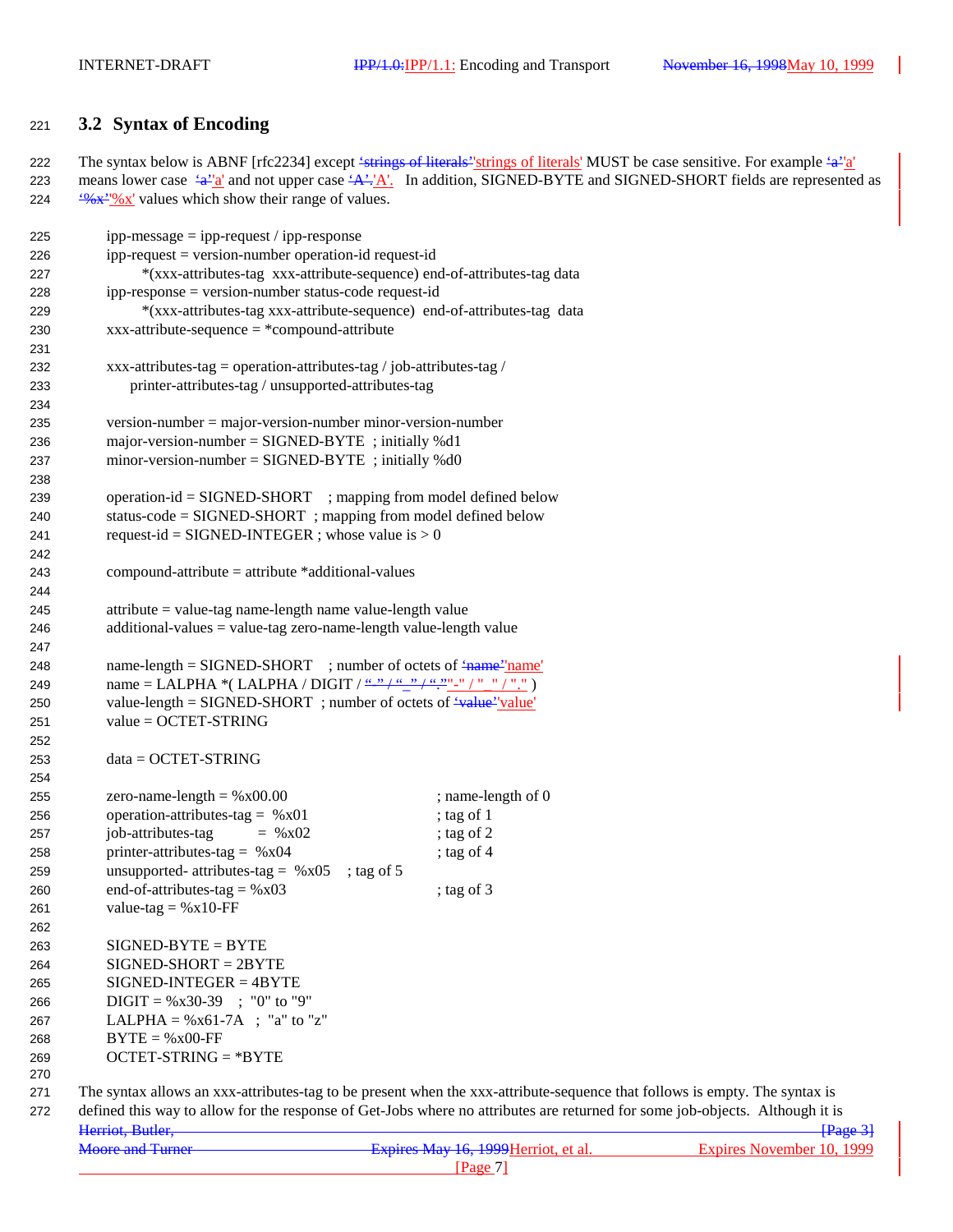## 3.2 Syntax of Encoding

The syntax below is ABNF [rfc2234] except 'strings of literals' MUST be case sensitive. For example 'a' means lower case 'a' and not upper case 'A'. In addition, SIGNED-BYTE and SIGNED-SHORT fields are represented as '%x' values which show their range of values.

```
ipp-message = ipp-request / ipp-response
ipp-request = version-number operation-id request-id
        *(xxx-attributes-tag  xxx-attribute-sequence) end-of-attributes-tag data
ipp-response = version-number status-code request-id
        *(xxx-attributes-tag xxx-attribute-sequence)  end-of-attributes-tag  data
xxx-attribute-sequence = *compound-attribute

xxx-attributes-tag = operation-attributes-tag / job-attributes-tag /
     printer-attributes-tag / unsupported-attributes-tag

version-number = major-version-number minor-version-number
major-version-number = SIGNED-BYTE  ; initially %d1
minor-version-number = SIGNED-BYTE  ; initially %d0

operation-id = SIGNED-SHORT    ; mapping from model defined below
status-code = SIGNED-SHORT  ; mapping from model defined below
request-id = SIGNED-INTEGER ; whose value is > 0

compound-attribute = attribute *additional-values

attribute = value-tag name-length name value-length value
additional-values = value-tag zero-name-length value-length value

name-length = SIGNED-SHORT    ; number of octets of 'name'
name = LALPHA *( LALPHA / DIGIT / "-" / "_" / "." )
value-length = SIGNED-SHORT  ; number of octets of 'value'
value = OCTET-STRING

data = OCTET-STRING

zero-name-length = %x00.00                      ; name-length of 0
operation-attributes-tag =  %x01                ; tag of 1
job-attributes-tag        =  %x02               ; tag of 2
printer-attributes-tag =  %x04                  ; tag of 4
unsupported- attributes-tag =  %x05    ; tag of 5
end-of-attributes-tag = %x03                    ; tag of 3
value-tag = %x10-FF

SIGNED-BYTE = BYTE
SIGNED-SHORT = 2BYTE
SIGNED-INTEGER = 4BYTE
DIGIT = %x30-39   ;  "0" to "9"
LALPHA = %x61-7A   ;  "a" to "z"
BYTE = %x00-FF
OCTET-STRING = *BYTE
```

The syntax allows an xxx-attributes-tag to be present when the xxx-attribute-sequence that follows is empty. The syntax is defined this way to allow for the response of Get-Jobs where no attributes are returned for some job-objects. Although it is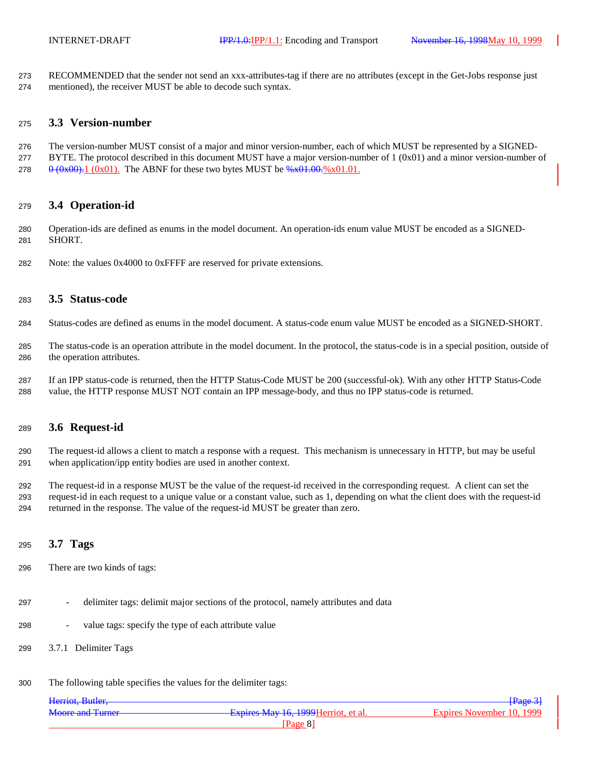RECOMMENDED that the sender not send an xxx-attributes-tag if there are no attributes (except in the Get-Jobs response just mentioned), the receiver MUST be able to decode such syntax.

## 3.3 Version-number

The version-number MUST consist of a major and minor version-number, each of which MUST be represented by a SIGNED-BYTE. The protocol described in this document MUST have a major version-number of 1 (0x01) and a minor version-number of ~~0 (0x00).~~1 (0x01). The ABNF for these two bytes MUST be ~~%x01.00.~~%x01.01.

## 3.4 Operation-id

Operation-ids are defined as enums in the model document. An operation-ids enum value MUST be encoded as a SIGNED-SHORT.

Note: the values 0x4000 to 0xFFFF are reserved for private extensions.

## 3.5 Status-code

Status-codes are defined as enums in the model document. A status-code enum value MUST be encoded as a SIGNED-SHORT.

The status-code is an operation attribute in the model document. In the protocol, the status-code is in a special position, outside of the operation attributes.

If an IPP status-code is returned, then the HTTP Status-Code MUST be 200 (successful-ok). With any other HTTP Status-Code value, the HTTP response MUST NOT contain an IPP message-body, and thus no IPP status-code is returned.

## 3.6 Request-id

The request-id allows a client to match a response with a request. This mechanism is unnecessary in HTTP, but may be useful when application/ipp entity bodies are used in another context.

The request-id in a response MUST be the value of the request-id received in the corresponding request. A client can set the request-id in each request to a unique value or a constant value, such as 1, depending on what the client does with the request-id returned in the response. The value of the request-id MUST be greater than zero.

## 3.7 Tags

There are two kinds of tags:

- delimiter tags: delimit major sections of the protocol, namely attributes and data
- value tags: specify the type of each attribute value

### 3.7.1 Delimiter Tags

The following table specifies the values for the delimiter tags: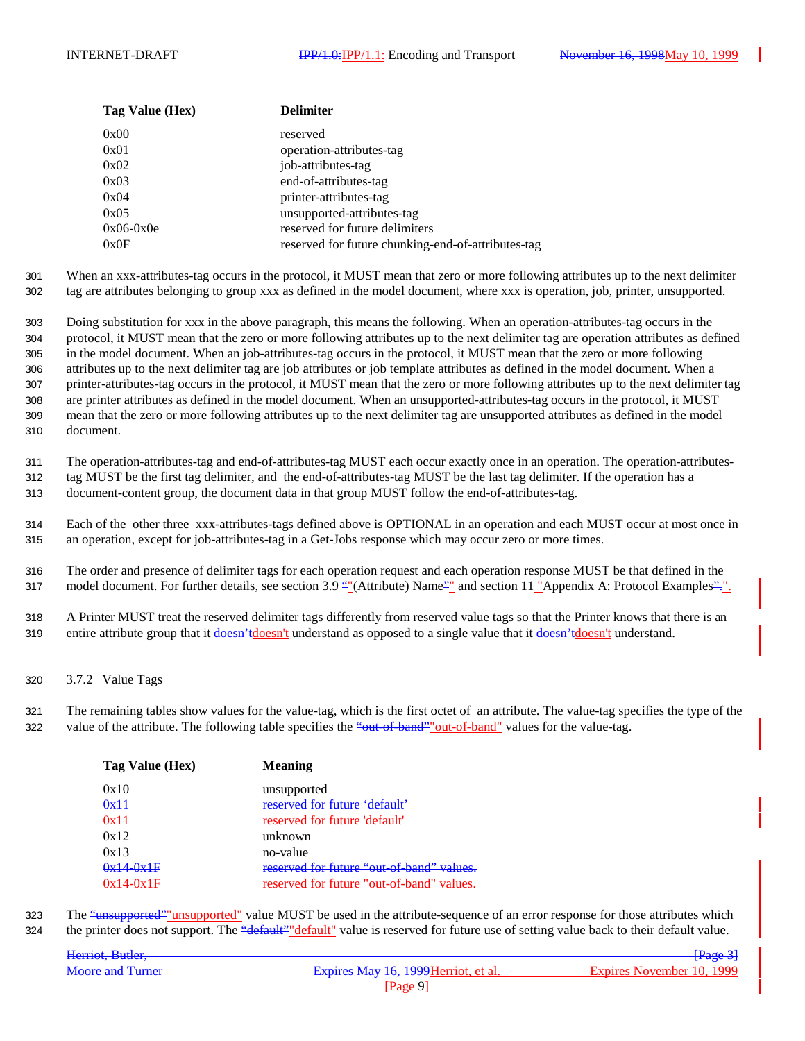| Tag Value (Hex) | Delimiter |
|---|---|
| 0x00 | reserved |
| 0x01 | operation-attributes-tag |
| 0x02 | job-attributes-tag |
| 0x03 | end-of-attributes-tag |
| 0x04 | printer-attributes-tag |
| 0x05 | unsupported-attributes-tag |
| 0x06-0x0e | reserved for future delimiters |
| 0x0F | reserved for future chunking-end-of-attributes-tag |

When an xxx-attributes-tag occurs in the protocol, it MUST mean that zero or more following attributes up to the next delimiter tag are attributes belonging to group xxx as defined in the model document, where xxx is operation, job, printer, unsupported.

Doing substitution for xxx in the above paragraph, this means the following. When an operation-attributes-tag occurs in the protocol, it MUST mean that the zero or more following attributes up to the next delimiter tag are operation attributes as defined in the model document. When an job-attributes-tag occurs in the protocol, it MUST mean that the zero or more following attributes up to the next delimiter tag are job attributes or job template attributes as defined in the model document. When a printer-attributes-tag occurs in the protocol, it MUST mean that the zero or more following attributes up to the next delimiter tag are printer attributes as defined in the model document. When an unsupported-attributes-tag occurs in the protocol, it MUST mean that the zero or more following attributes up to the next delimiter tag are unsupported attributes as defined in the model document.

The operation-attributes-tag and end-of-attributes-tag MUST each occur exactly once in an operation. The operation-attributes-tag MUST be the first tag delimiter, and the end-of-attributes-tag MUST be the last tag delimiter. If the operation has a document-content group, the document data in that group MUST follow the end-of-attributes-tag.

Each of the other three xxx-attributes-tags defined above is OPTIONAL in an operation and each MUST occur at most once in an operation, except for job-attributes-tag in a Get-Jobs response which may occur zero or more times.

The order and presence of delimiter tags for each operation request and each operation response MUST be that defined in the model document. For further details, see section 3.9 "(Attribute) Name" and section 11 "Appendix A: Protocol Examples".

A Printer MUST treat the reserved delimiter tags differently from reserved value tags so that the Printer knows that there is an entire attribute group that it doesn't understand as opposed to a single value that it doesn't understand.

### 3.7.2 Value Tags

The remaining tables show values for the value-tag, which is the first octet of an attribute. The value-tag specifies the type of the value of the attribute. The following table specifies the "out-of-band" values for the value-tag.

| Tag Value (Hex) | Meaning |
|---|---|
| 0x10 | unsupported |
| 0x11 | reserved for future 'default' |
| 0x12 | unknown |
| 0x13 | no-value |
| 0x14-0x1F | reserved for future "out-of-band" values. |

The "unsupported" value MUST be used in the attribute-sequence of an error response for those attributes which the printer does not support. The "default" value is reserved for future use of setting value back to their default value.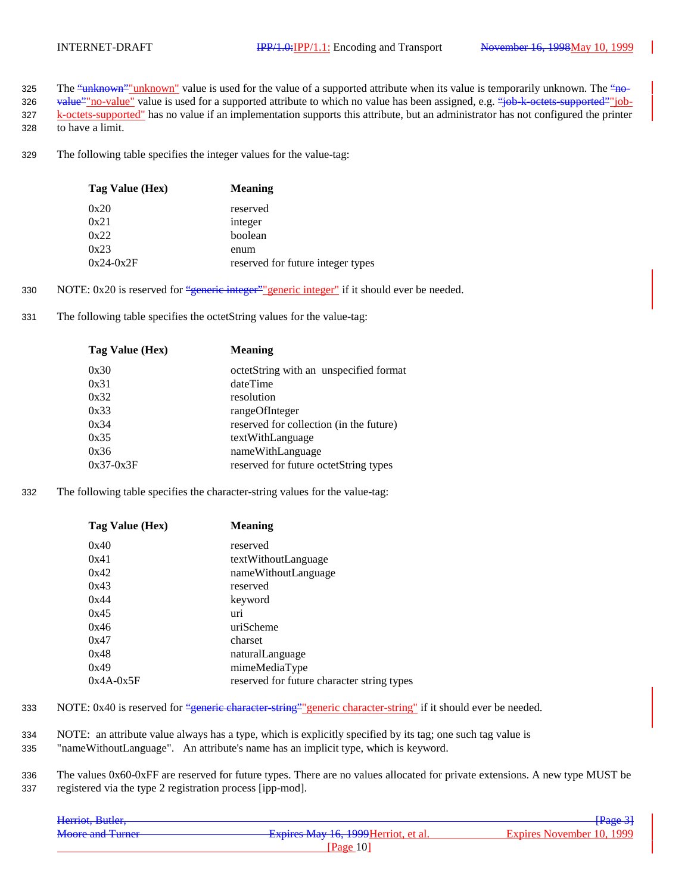325 The "unknown" value is used for the value of a supported attribute when its value is temporarily unknown. The "no-value" value is used for a supported attribute to which no value has been assigned, e.g. "job-k-octets-supported" has no value if an implementation supports this attribute, but an administrator has not configured the printer to have a limit.

329 The following table specifies the integer values for the value-tag:

| Tag Value (Hex) | Meaning |
|---|---|
| 0x20 | reserved |
| 0x21 | integer |
| 0x22 | boolean |
| 0x23 | enum |
| 0x24-0x2F | reserved for future integer types |

330 NOTE: 0x20 is reserved for "generic integer" if it should ever be needed.

331 The following table specifies the octetString values for the value-tag:

| Tag Value (Hex) | Meaning |
|---|---|
| 0x30 | octetString with an unspecified format |
| 0x31 | dateTime |
| 0x32 | resolution |
| 0x33 | rangeOfInteger |
| 0x34 | reserved for collection (in the future) |
| 0x35 | textWithLanguage |
| 0x36 | nameWithLanguage |
| 0x37-0x3F | reserved for future octetString types |

332 The following table specifies the character-string values for the value-tag:

| Tag Value (Hex) | Meaning |
|---|---|
| 0x40 | reserved |
| 0x41 | textWithoutLanguage |
| 0x42 | nameWithoutLanguage |
| 0x43 | reserved |
| 0x44 | keyword |
| 0x45 | uri |
| 0x46 | uriScheme |
| 0x47 | charset |
| 0x48 | naturalLanguage |
| 0x49 | mimeMediaType |
| 0x4A-0x5F | reserved for future character string types |

333 NOTE: 0x40 is reserved for "generic character-string" if it should ever be needed.

334 NOTE: an attribute value always has a type, which is explicitly specified by its tag; one such tag value is "nameWithoutLanguage". An attribute's name has an implicit type, which is keyword.

336 The values 0x60-0xFF are reserved for future types. There are no values allocated for private extensions. A new type MUST be registered via the type 2 registration process [ipp-mod].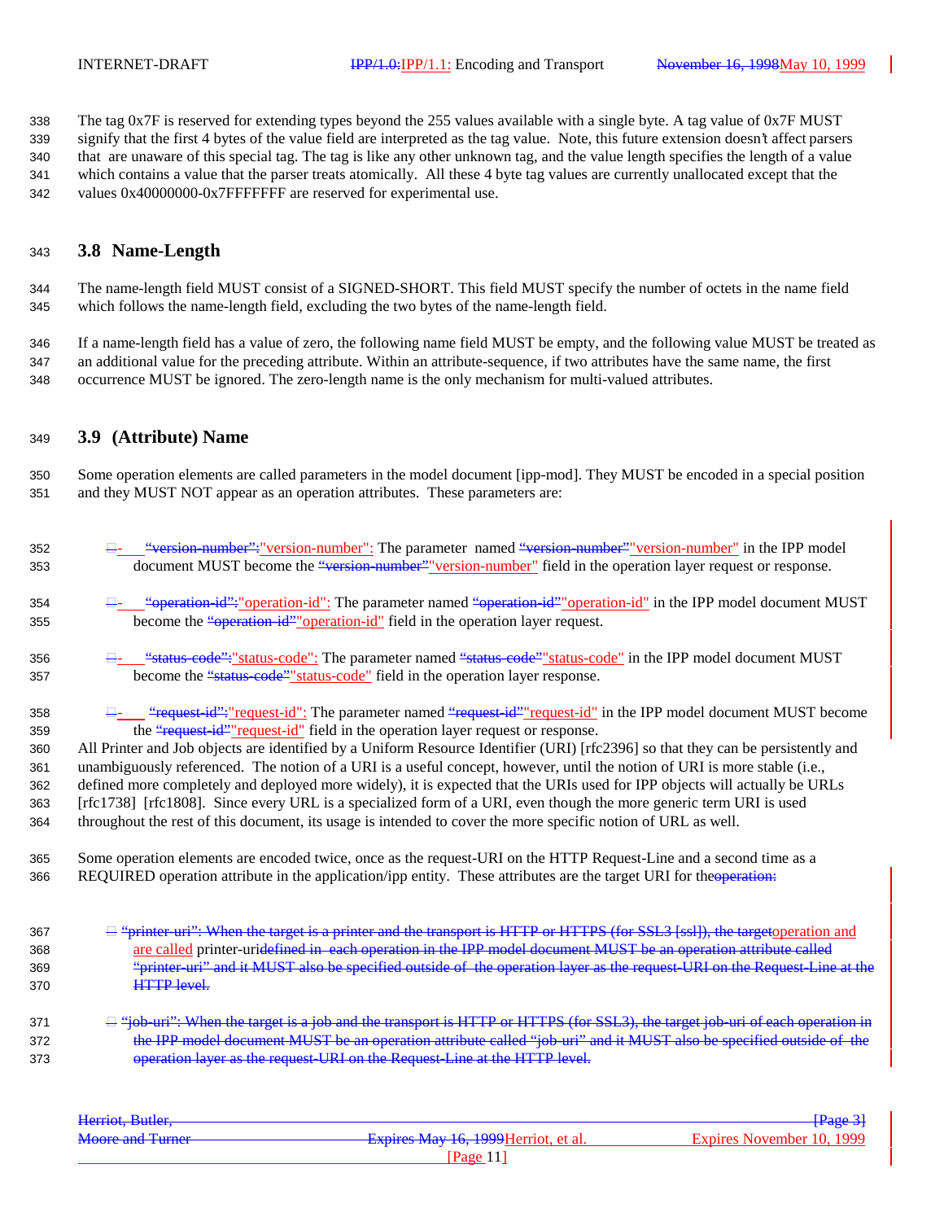The tag 0x7F is reserved for extending types beyond the 255 values available with a single byte. A tag value of 0x7F MUST signify that the first 4 bytes of the value field are interpreted as the tag value. Note, this future extension doesn't affect parsers that are unaware of this special tag. The tag is like any other unknown tag, and the value length specifies the length of a value which contains a value that the parser treats atomically. All these 4 byte tag values are currently unallocated except that the values 0x40000000-0x7FFFFFFF are reserved for experimental use.

## 3.8 Name-Length

The name-length field MUST consist of a SIGNED-SHORT. This field MUST specify the number of octets in the name field which follows the name-length field, excluding the two bytes of the name-length field.

If a name-length field has a value of zero, the following name field MUST be empty, and the following value MUST be treated as an additional value for the preceding attribute. Within an attribute-sequence, if two attributes have the same name, the first occurrence MUST be ignored. The zero-length name is the only mechanism for multi-valued attributes.

## 3.9 (Attribute) Name

Some operation elements are called parameters in the model document [ipp-mod]. They MUST be encoded in a special position and they MUST NOT appear as an operation attributes. These parameters are:

- "version-number": The parameter named "version-number" in the IPP model document MUST become the "version-number" field in the operation layer request or response.
- "operation-id": The parameter named "operation-id" in the IPP model document MUST become the "operation-id" field in the operation layer request.
- "status-code": The parameter named "status-code" in the IPP model document MUST become the "status-code" field in the operation layer response.
- "request-id": The parameter named "request-id" in the IPP model document MUST become the "request-id" field in the operation layer request or response.

All Printer and Job objects are identified by a Uniform Resource Identifier (URI) [rfc2396] so that they can be persistently and unambiguously referenced. The notion of a URI is a useful concept, however, until the notion of URI is more stable (i.e., defined more completely and deployed more widely), it is expected that the URIs used for IPP objects will actually be URLs [rfc1738] [rfc1808]. Since every URL is a specialized form of a URI, even though the more generic term URI is used throughout the rest of this document, its usage is intended to cover the more specific notion of URL as well.

Some operation elements are encoded twice, once as the request-URI on the HTTP Request-Line and a second time as a REQUIRED operation attribute in the application/ipp entity. These attributes are the target URI for the operation and are called printer-uri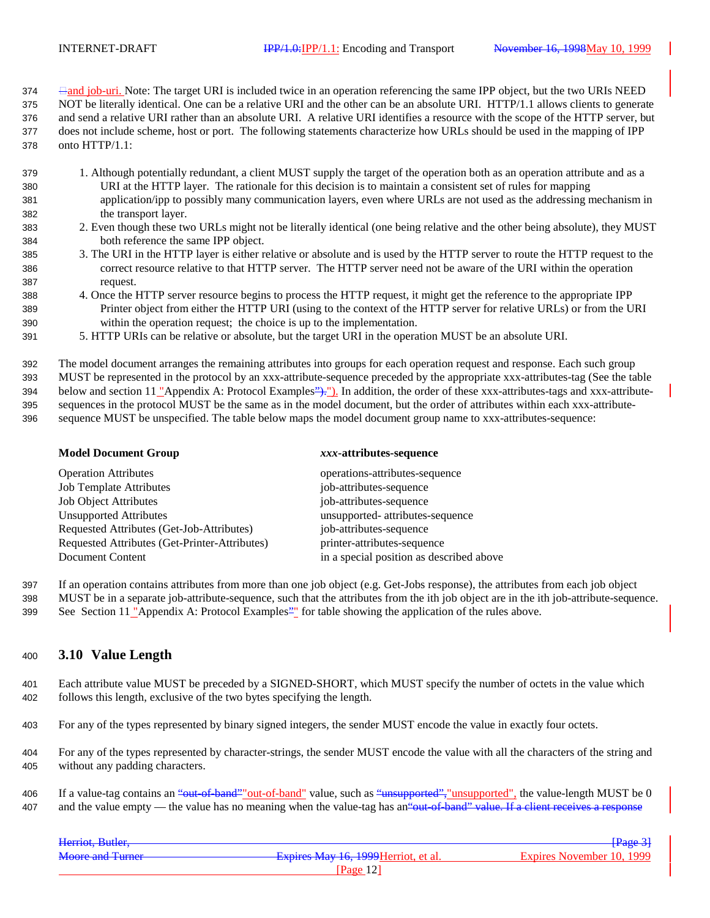and job-uri. Note: The target URI is included twice in an operation referencing the same IPP object, but the two URIs NEED NOT be literally identical. One can be a relative URI and the other can be an absolute URI. HTTP/1.1 allows clients to generate and send a relative URI rather than an absolute URI. A relative URI identifies a resource with the scope of the HTTP server, but does not include scheme, host or port. The following statements characterize how URLs should be used in the mapping of IPP onto HTTP/1.1:

1. Although potentially redundant, a client MUST supply the target of the operation both as an operation attribute and as a URI at the HTTP layer. The rationale for this decision is to maintain a consistent set of rules for mapping application/ipp to possibly many communication layers, even where URLs are not used as the addressing mechanism in the transport layer.
2. Even though these two URLs might not be literally identical (one being relative and the other being absolute), they MUST both reference the same IPP object.
3. The URI in the HTTP layer is either relative or absolute and is used by the HTTP server to route the HTTP request to the correct resource relative to that HTTP server. The HTTP server need not be aware of the URI within the operation request.
4. Once the HTTP server resource begins to process the HTTP request, it might get the reference to the appropriate IPP Printer object from either the HTTP URI (using to the context of the HTTP server for relative URLs) or from the URI within the operation request; the choice is up to the implementation.
5. HTTP URIs can be relative or absolute, but the target URI in the operation MUST be an absolute URI.

The model document arranges the remaining attributes into groups for each operation request and response. Each such group MUST be represented in the protocol by an xxx-attribute-sequence preceded by the appropriate xxx-attributes-tag (See the table below and section 11 "Appendix A: Protocol Examples"). In addition, the order of these xxx-attributes-tags and xxx-attribute-sequences in the protocol MUST be the same as in the model document, but the order of attributes within each xxx-attribute-sequence MUST be unspecified. The table below maps the model document group name to xxx-attributes-sequence:

| Model Document Group | *xxx*-attributes-sequence |
|---|---|
| Operation Attributes | operations-attributes-sequence |
| Job Template Attributes | job-attributes-sequence |
| Job Object Attributes | job-attributes-sequence |
| Unsupported Attributes | unsupported- attributes-sequence |
| Requested Attributes (Get-Job-Attributes) | job-attributes-sequence |
| Requested Attributes (Get-Printer-Attributes) | printer-attributes-sequence |
| Document Content | in a special position as described above |

If an operation contains attributes from more than one job object (e.g. Get-Jobs response), the attributes from each job object MUST be in a separate job-attribute-sequence, such that the attributes from the ith job object are in the ith job-attribute-sequence. See Section 11 "Appendix A: Protocol Examples" for table showing the application of the rules above.

## 3.10 Value Length

Each attribute value MUST be preceded by a SIGNED-SHORT, which MUST specify the number of octets in the value which follows this length, exclusive of the two bytes specifying the length.

For any of the types represented by binary signed integers, the sender MUST encode the value in exactly four octets.

For any of the types represented by character-strings, the sender MUST encode the value with all the characters of the string and without any padding characters.

If a value-tag contains an "out-of-band" value, such as "unsupported", the value-length MUST be 0 and the value empty — the value has no meaning when the value-tag has an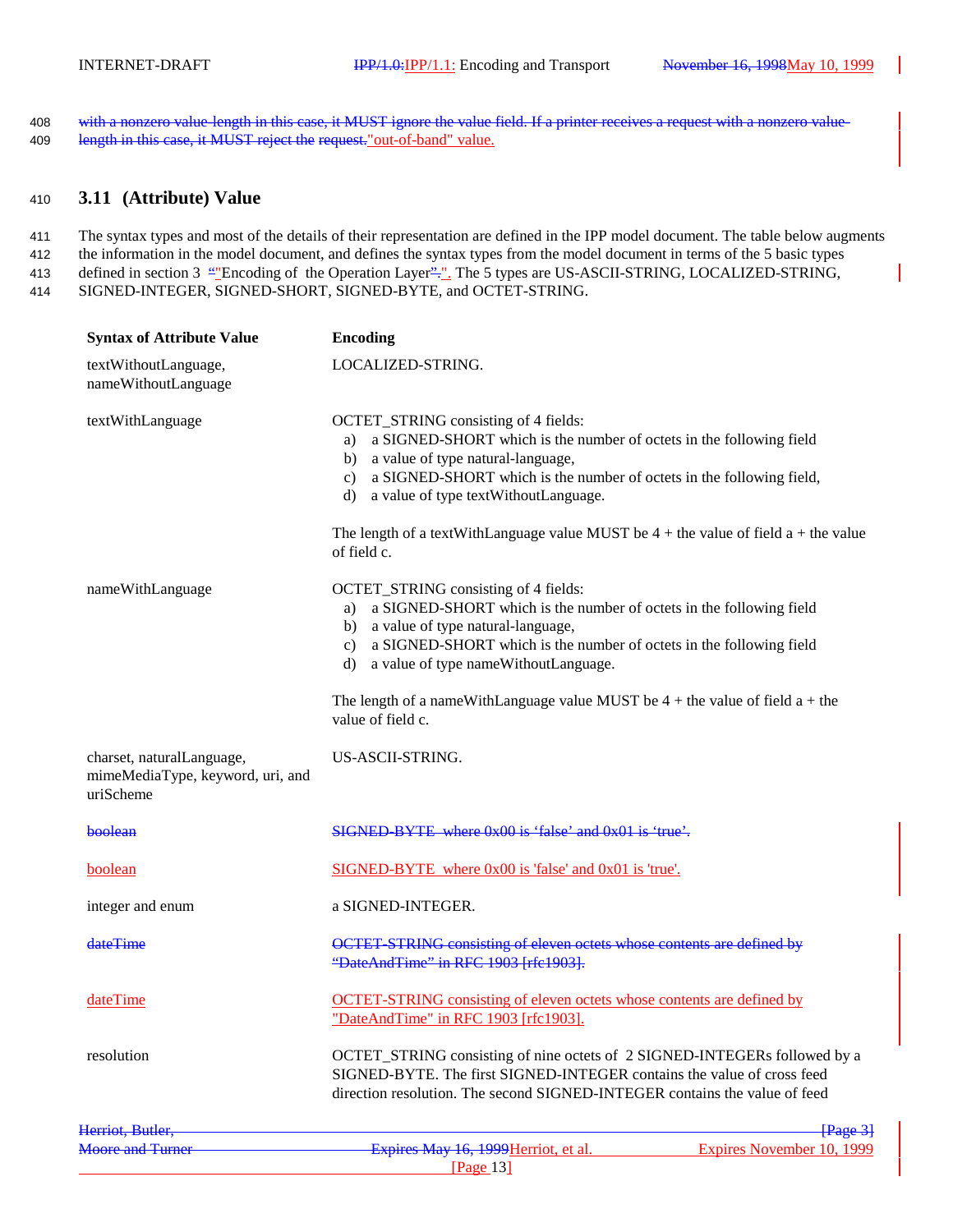with a nonzero value-length in this case, it MUST ignore the value field. If a printer receives a request with a nonzero value-length in this case, it MUST reject the request."out-of-band" value.

### 3.11 (Attribute) Value

The syntax types and most of the details of their representation are defined in the IPP model document. The table below augments the information in the model document, and defines the syntax types from the model document in terms of the 5 basic types defined in section 3 ""Encoding of the Operation Layer".". The 5 types are US-ASCII-STRING, LOCALIZED-STRING, SIGNED-INTEGER, SIGNED-SHORT, SIGNED-BYTE, and OCTET-STRING.

| Syntax of Attribute Value | Encoding |
|---|---|
| textWithoutLanguage, nameWithoutLanguage | LOCALIZED-STRING. |
| textWithLanguage | OCTET_STRING consisting of 4 fields: a) a SIGNED-SHORT which is the number of octets in the following field b) a value of type natural-language, c) a SIGNED-SHORT which is the number of octets in the following field, d) a value of type textWithoutLanguage. The length of a textWithLanguage value MUST be 4 + the value of field a + the value of field c. |
| nameWithLanguage | OCTET_STRING consisting of 4 fields: a) a SIGNED-SHORT which is the number of octets in the following field b) a value of type natural-language, c) a SIGNED-SHORT which is the number of octets in the following field d) a value of type nameWithoutLanguage. The length of a nameWithLanguage value MUST be 4 + the value of field a + the value of field c. |
| charset, naturalLanguage, mimeMediaType, keyword, uri, and uriScheme | US-ASCII-STRING. |
| boolean | SIGNED-BYTE where 0x00 is ‘false’ and 0x01 is ‘true’. |
| boolean | SIGNED-BYTE where 0x00 is 'false' and 0x01 is 'true'. |
| integer and enum | a SIGNED-INTEGER. |
| dateTime | OCTET-STRING consisting of eleven octets whose contents are defined by “DateAndTime” in RFC 1903 [rfc1903]. |
| dateTime | OCTET-STRING consisting of eleven octets whose contents are defined by "DateAndTime" in RFC 1903 [rfc1903]. |
| resolution | OCTET_STRING consisting of nine octets of 2 SIGNED-INTEGERs followed by a SIGNED-BYTE. The first SIGNED-INTEGER contains the value of cross feed direction resolution. The second SIGNED-INTEGER contains the value of feed |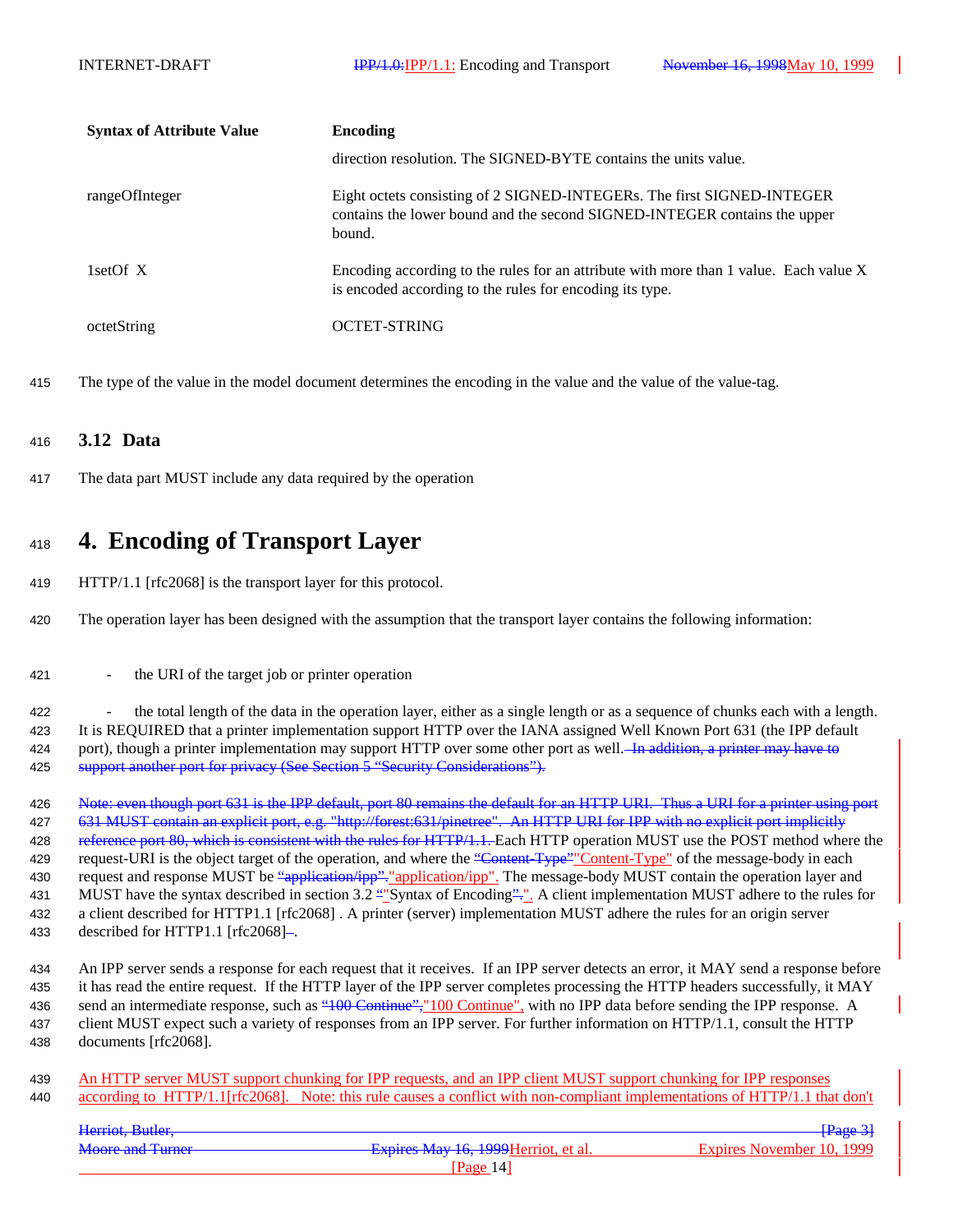| Syntax of Attribute Value | Encoding |
| --- | --- |
| | direction resolution. The SIGNED-BYTE contains the units value. |
| rangeOfInteger | Eight octets consisting of 2 SIGNED-INTEGERs. The first SIGNED-INTEGER contains the lower bound and the second SIGNED-INTEGER contains the upper bound. |
| 1setOf X | Encoding according to the rules for an attribute with more than 1 value. Each value X is encoded according to the rules for encoding its type. |
| octetString | OCTET-STRING |

415 The type of the value in the model document determines the encoding in the value and the value of the value-tag.

## 3.12 Data

417 The data part MUST include any data required by the operation

# 4. Encoding of Transport Layer

419 HTTP/1.1 [rfc2068] is the transport layer for this protocol.

420 The operation layer has been designed with the assumption that the transport layer contains the following information:

421 - the URI of the target job or printer operation

422 - the total length of the data in the operation layer, either as a single length or as a sequence of chunks each with a length.

423 It is REQUIRED that a printer implementation support HTTP over the IANA assigned Well Known Port 631 (the IPP default port), though a printer implementation may support HTTP over some other port as well. ~~In addition, a printer may have to support another port for privacy (See Section 5 "Security Considerations").~~

426 ~~Note: even though port 631 is the IPP default, port 80 remains the default for an HTTP URI. Thus a URI for a printer using port 631 MUST contain an explicit port, e.g. "http://forest:631/pinetree". An HTTP URI for IPP with no explicit port implicitly reference port 80, which is consistent with the rules for HTTP/1.1.~~ Each HTTP operation MUST use the POST method where the request-URI is the object target of the operation, and where the ~~"Content-Type"~~"Content-Type" of the message-body in each request and response MUST be ~~"application/ipp".~~"application/ipp". The message-body MUST contain the operation layer and MUST have the syntax described in section 3.2 ~~"~~"Syntax of Encoding~~".~~". A client implementation MUST adhere to the rules for a client described for HTTP1.1 [rfc2068] . A printer (server) implementation MUST adhere the rules for an origin server described for HTTP1.1 [rfc2068]~~ ~~.

434 An IPP server sends a response for each request that it receives. If an IPP server detects an error, it MAY send a response before it has read the entire request. If the HTTP layer of the IPP server completes processing the HTTP headers successfully, it MAY send an intermediate response, such as ~~"100 Continue",~~"100 Continue", with no IPP data before sending the IPP response. A client MUST expect such a variety of responses from an IPP server. For further information on HTTP/1.1, consult the HTTP documents [rfc2068].

439 An HTTP server MUST support chunking for IPP requests, and an IPP client MUST support chunking for IPP responses according to HTTP/1.1[rfc2068]. Note: this rule causes a conflict with non-compliant implementations of HTTP/1.1 that don't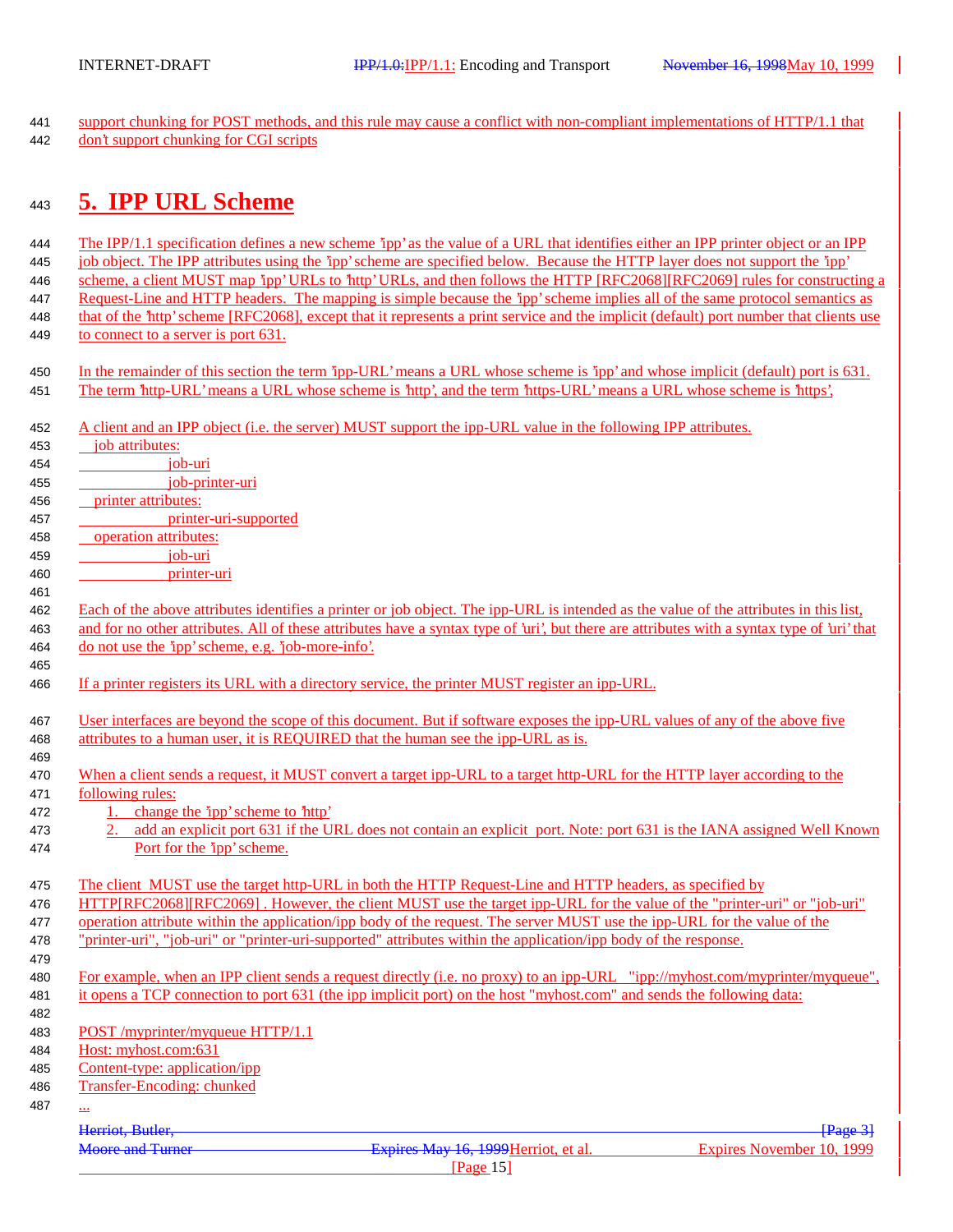support chunking for POST methods, and this rule may cause a conflict with non-compliant implementations of HTTP/1.1 that don't support chunking for CGI scripts

# 5. IPP URL Scheme

The IPP/1.1 specification defines a new scheme 'ipp' as the value of a URL that identifies either an IPP printer object or an IPP job object. The IPP attributes using the 'ipp' scheme are specified below. Because the HTTP layer does not support the 'ipp' scheme, a client MUST map 'ipp' URLs to 'http' URLs, and then follows the HTTP [RFC2068][RFC2069] rules for constructing a Request-Line and HTTP headers. The mapping is simple because the 'ipp' scheme implies all of the same protocol semantics as that of the 'http' scheme [RFC2068], except that it represents a print service and the implicit (default) port number that clients use to connect to a server is port 631.

In the remainder of this section the term 'ipp-URL' means a URL whose scheme is 'ipp' and whose implicit (default) port is 631. The term 'http-URL' means a URL whose scheme is 'http', and the term 'https-URL' means a URL whose scheme is 'https',

A client and an IPP object (i.e. the server) MUST support the ipp-URL value in the following IPP attributes.

- job attributes:
  - job-uri
  - job-printer-uri
- printer attributes:
  - printer-uri-supported
- operation attributes:
  - job-uri
  - printer-uri

Each of the above attributes identifies a printer or job object. The ipp-URL is intended as the value of the attributes in this list, and for no other attributes. All of these attributes have a syntax type of 'uri', but there are attributes with a syntax type of 'uri' that do not use the 'ipp' scheme, e.g. 'job-more-info'.

If a printer registers its URL with a directory service, the printer MUST register an ipp-URL.

User interfaces are beyond the scope of this document. But if software exposes the ipp-URL values of any of the above five attributes to a human user, it is REQUIRED that the human see the ipp-URL as is.

When a client sends a request, it MUST convert a target ipp-URL to a target http-URL for the HTTP layer according to the following rules:

1. change the 'ipp' scheme to 'http'
2. add an explicit port 631 if the URL does not contain an explicit port. Note: port 631 is the IANA assigned Well Known Port for the 'ipp' scheme.

The client MUST use the target http-URL in both the HTTP Request-Line and HTTP headers, as specified by HTTP[RFC2068][RFC2069] . However, the client MUST use the target ipp-URL for the value of the "printer-uri" or "job-uri" operation attribute within the application/ipp body of the request. The server MUST use the ipp-URL for the value of the "printer-uri", "job-uri" or "printer-uri-supported" attributes within the application/ipp body of the response.

For example, when an IPP client sends a request directly (i.e. no proxy) to an ipp-URL "ipp://myhost.com/myprinter/myqueue", it opens a TCP connection to port 631 (the ipp implicit port) on the host "myhost.com" and sends the following data:

```
POST /myprinter/myqueue HTTP/1.1
Host: myhost.com:631
Content-type: application/ipp
Transfer-Encoding: chunked
...
```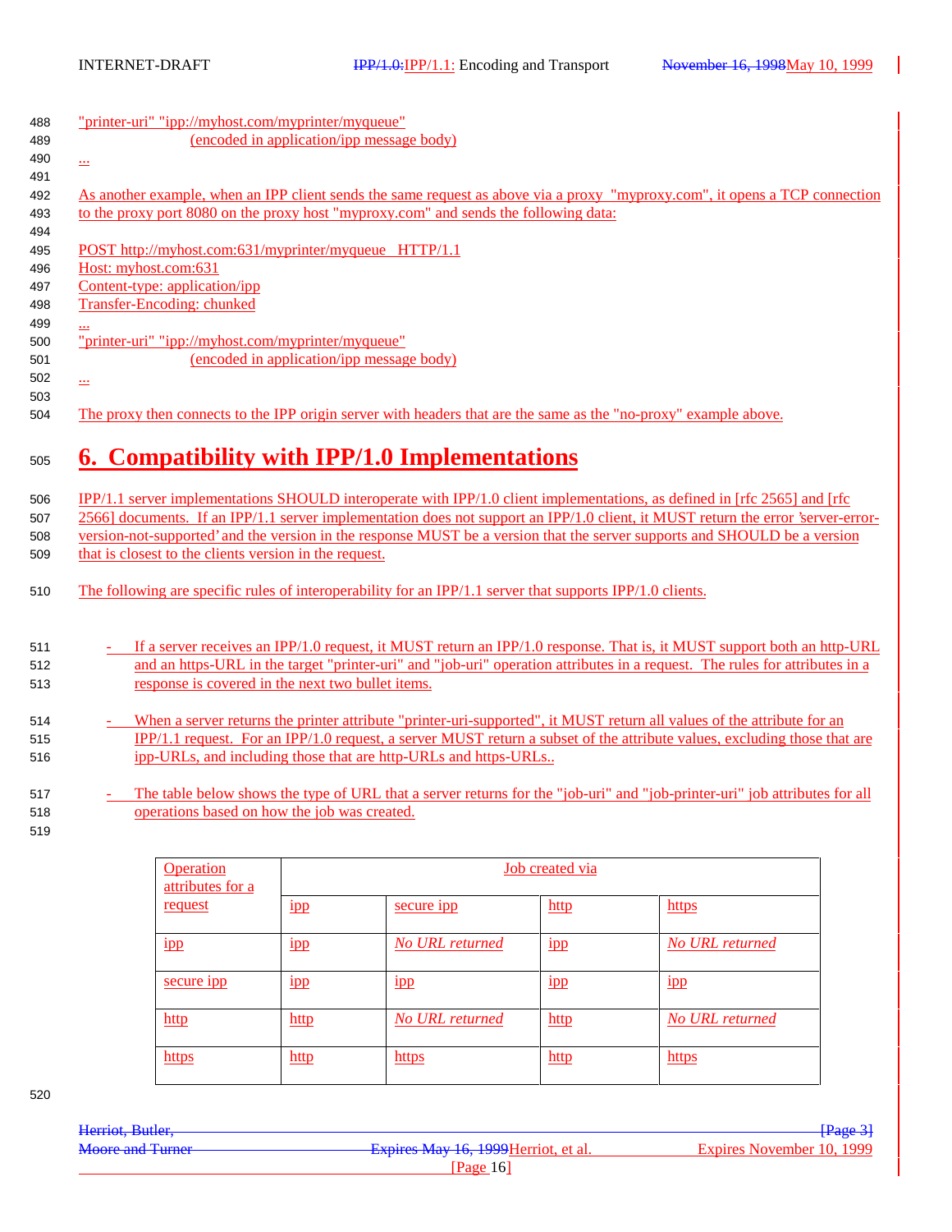"printer-uri" "ipp://myhost.com/myprinter/myqueue"
(encoded in application/ipp message body)
...

As another example, when an IPP client sends the same request as above via a proxy "myproxy.com", it opens a TCP connection to the proxy port 8080 on the proxy host "myproxy.com" and sends the following data:

```
POST http://myhost.com:631/myprinter/myqueue   HTTP/1.1
Host: myhost.com:631
Content-type: application/ipp
Transfer-Encoding: chunked

...
"printer-uri" "ipp://myhost.com/myprinter/myqueue"
                    (encoded in application/ipp message body)
...
```

The proxy then connects to the IPP origin server with headers that are the same as the "no-proxy" example above.

# 6. Compatibility with IPP/1.0 Implementations

IPP/1.1 server implementations SHOULD interoperate with IPP/1.0 client implementations, as defined in [rfc 2565] and [rfc 2566] documents. If an IPP/1.1 server implementation does not support an IPP/1.0 client, it MUST return the error 'server-error-version-not-supported' and the version in the response MUST be a version that the server supports and SHOULD be a version that is closest to the clients version in the request.

The following are specific rules of interoperability for an IPP/1.1 server that supports IPP/1.0 clients.

- If a server receives an IPP/1.0 request, it MUST return an IPP/1.0 response. That is, it MUST support both an http-URL and an https-URL in the target "printer-uri" and "job-uri" operation attributes in a request. The rules for attributes in a response is covered in the next two bullet items.

- When a server returns the printer attribute "printer-uri-supported", it MUST return all values of the attribute for an IPP/1.1 request. For an IPP/1.0 request, a server MUST return a subset of the attribute values, excluding those that are ipp-URLs, and including those that are http-URLs and https-URLs..

- The table below shows the type of URL that a server returns for the "job-uri" and "job-printer-uri" job attributes for all operations based on how the job was created.

| Operation attributes for a request | Job created via | | | |
|---|---|---|---|---|
| | ipp | secure ipp | http | https |
| ipp | ipp | *No URL returned* | ipp | *No URL returned* |
| secure ipp | ipp | ipp | ipp | ipp |
| http | http | *No URL returned* | http | *No URL returned* |
| https | http | https | http | https |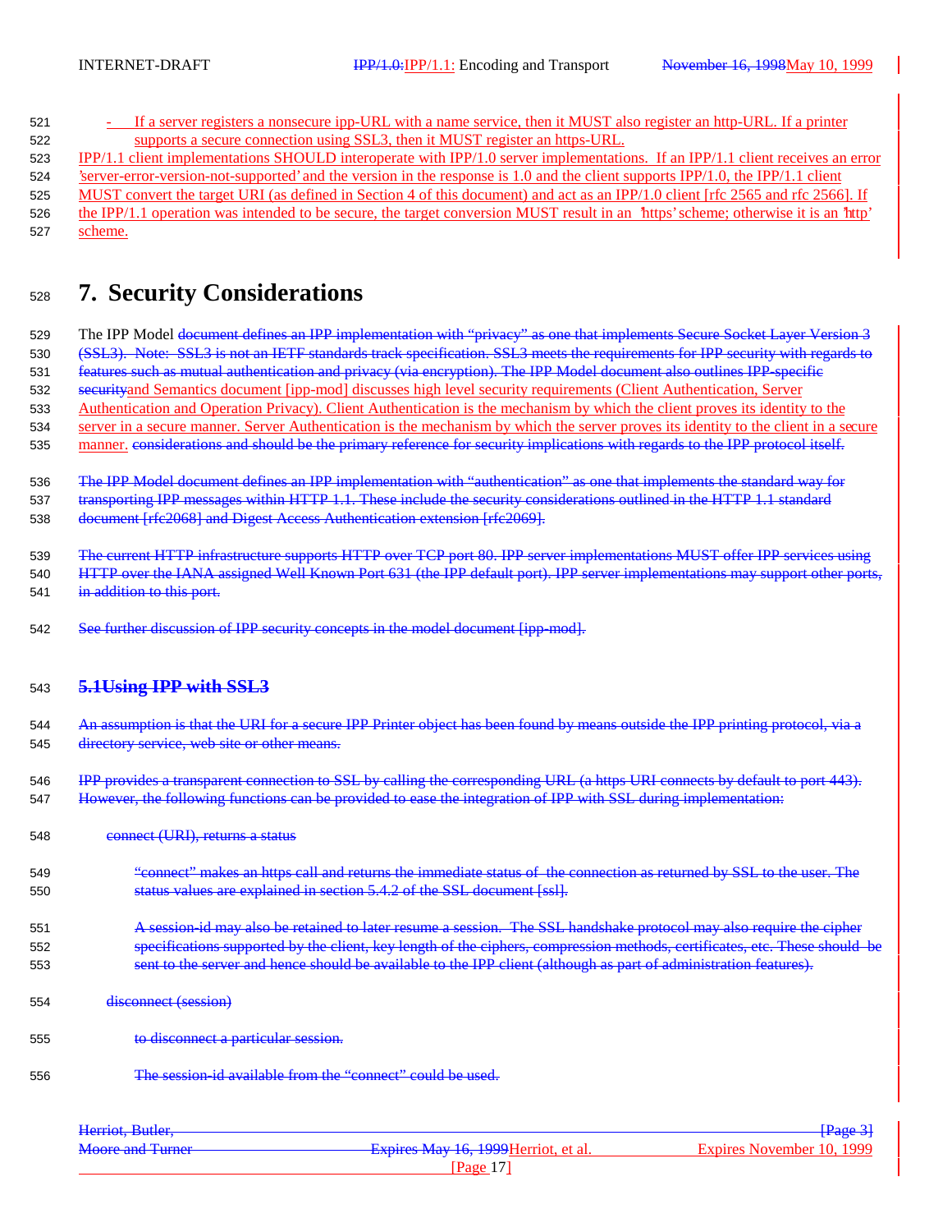- If a server registers a nonsecure ipp-URL with a name service, then it MUST also register an http-URL. If a printer supports a secure connection using SSL3, then it MUST register an https-URL.

IPP/1.1 client implementations SHOULD interoperate with IPP/1.0 server implementations. If an IPP/1.1 client receives an error 'server-error-version-not-supported' and the version in the response is 1.0 and the client supports IPP/1.0, the IPP/1.1 client MUST convert the target URI (as defined in Section 4 of this document) and act as an IPP/1.0 client [rfc 2565 and rfc 2566]. If the IPP/1.1 operation was intended to be secure, the target conversion MUST result in an 'https' scheme; otherwise it is an 'http' scheme.

# 7. Security Considerations

The IPP Model ~~document defines an IPP implementation with "privacy" as one that implements Secure Socket Layer Version 3 (SSL3). Note: SSL3 is not an IETF standards track specification. SSL3 meets the requirements for IPP security with regards to features such as mutual authentication and privacy (via encryption). The IPP Model document also outlines IPP-specific security~~and Semantics document [ipp-mod] discusses high level security requirements (Client Authentication, Server Authentication and Operation Privacy). Client Authentication is the mechanism by which the client proves its identity to the server in a secure manner. Server Authentication is the mechanism by which the server proves its identity to the client in a secure manner. ~~considerations and should be the primary reference for security implications with regards to the IPP protocol itself.~~

~~The IPP Model document defines an IPP implementation with "authentication" as one that implements the standard way for transporting IPP messages within HTTP 1.1. These include the security considerations outlined in the HTTP 1.1 standard document [rfc2068] and Digest Access Authentication extension [rfc2069].~~

~~The current HTTP infrastructure supports HTTP over TCP port 80. IPP server implementations MUST offer IPP services using HTTP over the IANA assigned Well Known Port 631 (the IPP default port). IPP server implementations may support other ports, in addition to this port.~~

~~See further discussion of IPP security concepts in the model document [ipp-mod].~~

## ~~5.1Using IPP with SSL3~~

~~An assumption is that the URI for a secure IPP Printer object has been found by means outside the IPP printing protocol, via a directory service, web site or other means.~~

~~IPP provides a transparent connection to SSL by calling the corresponding URL (a https URI connects by default to port 443). However, the following functions can be provided to ease the integration of IPP with SSL during implementation:~~

~~connect (URI), returns a status~~

> ~~"connect" makes an https call and returns the immediate status of the connection as returned by SSL to the user. The status values are explained in section 5.4.2 of the SSL document [ssl].~~
>
> ~~A session-id may also be retained to later resume a session. The SSL handshake protocol may also require the cipher specifications supported by the client, key length of the ciphers, compression methods, certificates, etc. These should be sent to the server and hence should be available to the IPP client (although as part of administration features).~~

~~disconnect (session)~~

> ~~to disconnect a particular session.~~
>
> ~~The session-id available from the "connect" could be used.~~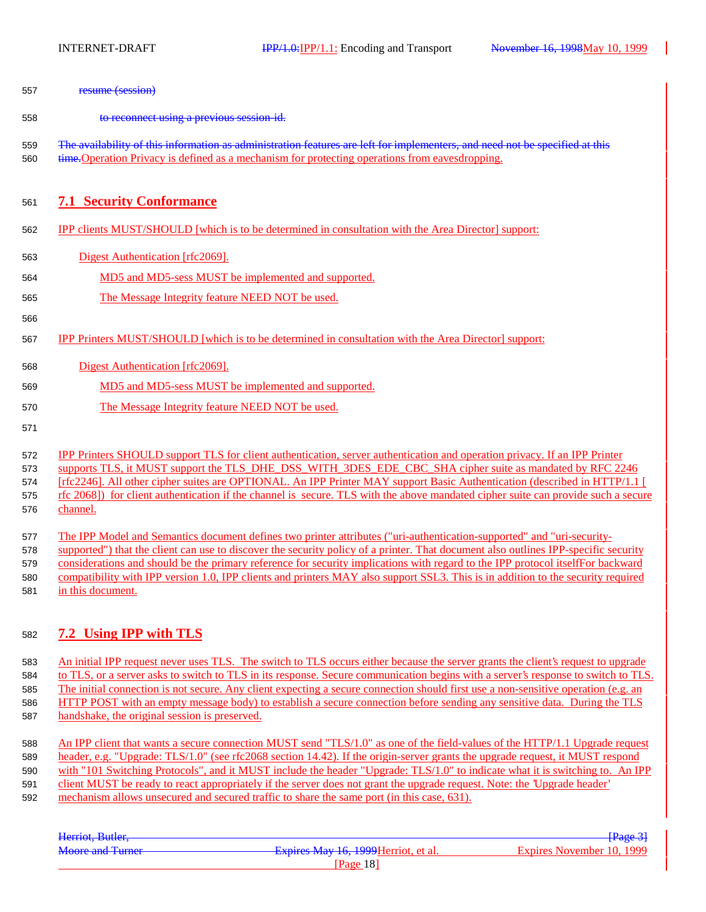resume (session)

to reconnect using a previous session-id.

The availability of this information as administration features are left for implementers, and need not be specified at this time.Operation Privacy is defined as a mechanism for protecting operations from eavesdropping.

## 7.1 Security Conformance

IPP clients MUST/SHOULD [which is to be determined in consultation with the Area Director] support:

Digest Authentication [rfc2069].

MD5 and MD5-sess MUST be implemented and supported.

The Message Integrity feature NEED NOT be used.

IPP Printers MUST/SHOULD [which is to be determined in consultation with the Area Director] support:

Digest Authentication [rfc2069].

MD5 and MD5-sess MUST be implemented and supported.

The Message Integrity feature NEED NOT be used.

IPP Printers SHOULD support TLS for client authentication, server authentication and operation privacy. If an IPP Printer supports TLS, it MUST support the TLS_DHE_DSS_WITH_3DES_EDE_CBC_SHA cipher suite as mandated by RFC 2246 [rfc2246]. All other cipher suites are OPTIONAL. An IPP Printer MAY support Basic Authentication (described in HTTP/1.1 [ rfc 2068]) for client authentication if the channel is secure. TLS with the above mandated cipher suite can provide such a secure channel.

The IPP Model and Semantics document defines two printer attributes ("uri-authentication-supported" and "uri-security-supported") that the client can use to discover the security policy of a printer. That document also outlines IPP-specific security considerations and should be the primary reference for security implications with regard to the IPP protocol itselfFor backward compatibility with IPP version 1.0, IPP clients and printers MAY also support SSL3. This is in addition to the security required in this document.

## 7.2 Using IPP with TLS

An initial IPP request never uses TLS. The switch to TLS occurs either because the server grants the client's request to upgrade to TLS, or a server asks to switch to TLS in its response. Secure communication begins with a server's response to switch to TLS. The initial connection is not secure. Any client expecting a secure connection should first use a non-sensitive operation (e.g. an HTTP POST with an empty message body) to establish a secure connection before sending any sensitive data. During the TLS handshake, the original session is preserved.

An IPP client that wants a secure connection MUST send "TLS/1.0" as one of the field-values of the HTTP/1.1 Upgrade request header, e.g. "Upgrade: TLS/1.0" (see rfc2068 section 14.42). If the origin-server grants the upgrade request, it MUST respond with "101 Switching Protocols", and it MUST include the header "Upgrade: TLS/1.0" to indicate what it is switching to. An IPP client MUST be ready to react appropriately if the server does not grant the upgrade request. Note: the 'Upgrade header' mechanism allows unsecured and secured traffic to share the same port (in this case, 631).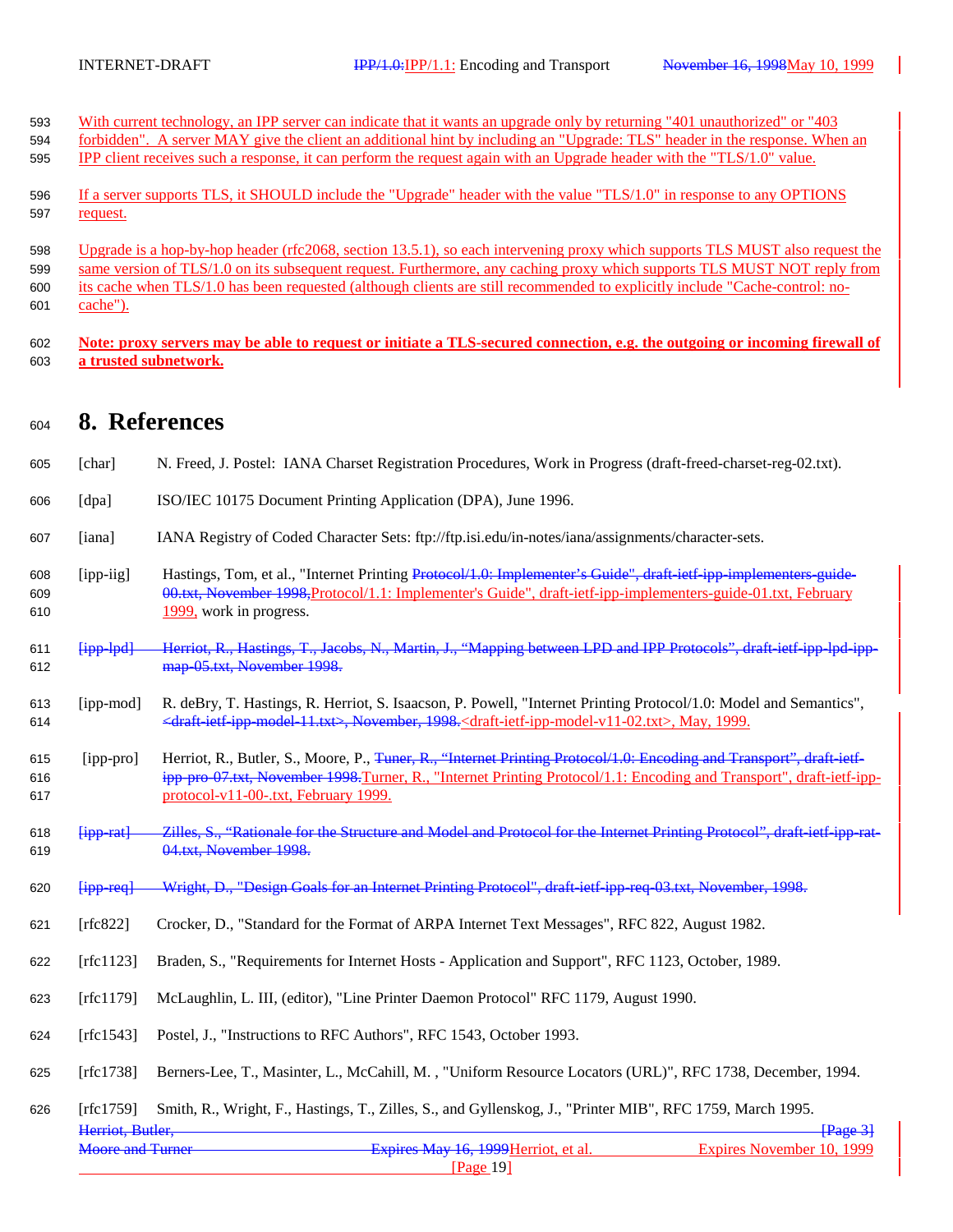With current technology, an IPP server can indicate that it wants an upgrade only by returning "401 unauthorized" or "403 forbidden". A server MAY give the client an additional hint by including an "Upgrade: TLS" header in the response. When an IPP client receives such a response, it can perform the request again with an Upgrade header with the "TLS/1.0" value.

If a server supports TLS, it SHOULD include the "Upgrade" header with the value "TLS/1.0" in response to any OPTIONS request.

Upgrade is a hop-by-hop header (rfc2068, section 13.5.1), so each intervening proxy which supports TLS MUST also request the same version of TLS/1.0 on its subsequent request. Furthermore, any caching proxy which supports TLS MUST NOT reply from its cache when TLS/1.0 has been requested (although clients are still recommended to explicitly include "Cache-control: no-cache").

**Note: proxy servers may be able to request or initiate a TLS-secured connection, e.g. the outgoing or incoming firewall of a trusted subnetwork.**

# 8. References

[char] N. Freed, J. Postel: IANA Charset Registration Procedures, Work in Progress (draft-freed-charset-reg-02.txt).

[dpa] ISO/IEC 10175 Document Printing Application (DPA), June 1996.

[iana] IANA Registry of Coded Character Sets: ftp://ftp.isi.edu/in-notes/iana/assignments/character-sets.

[ipp-iig] Hastings, Tom, et al., "Internet Printing ~~Protocol/1.0: Implementer's Guide", draft-ietf-ipp-implementers-guide-00.txt, November 1998,~~Protocol/1.1: Implementer's Guide", draft-ietf-ipp-implementers-guide-01.txt, February 1999, work in progress.

~~[ipp-lpd] Herriot, R., Hastings, T., Jacobs, N., Martin, J., "Mapping between LPD and IPP Protocols", draft-ietf-ipp-lpd-ipp-map-05.txt, November 1998.~~

[ipp-mod] R. deBry, T. Hastings, R. Herriot, S. Isaacson, P. Powell, "Internet Printing Protocol/1.0: Model and Semantics", ~~<draft-ietf-ipp-model-11.txt>, November, 1998.~~<draft-ietf-ipp-model-v11-02.txt>, May, 1999.

[ipp-pro] Herriot, R., Butler, S., Moore, P., ~~Tuner, R., "Internet Printing Protocol/1.0: Encoding and Transport", draft-ietf-ipp-pro-07.txt, November 1998.~~Turner, R., "Internet Printing Protocol/1.1: Encoding and Transport", draft-ietf-ipp-protocol-v11-00-.txt, February 1999.

~~[ipp-rat] Zilles, S., "Rationale for the Structure and Model and Protocol for the Internet Printing Protocol", draft-ietf-ipp-rat-04.txt, November 1998.~~

~~[ipp-req] Wright, D., "Design Goals for an Internet Printing Protocol", draft-ietf-ipp-req-03.txt, November, 1998.~~

[rfc822] Crocker, D., "Standard for the Format of ARPA Internet Text Messages", RFC 822, August 1982.

[rfc1123] Braden, S., "Requirements for Internet Hosts - Application and Support", RFC 1123, October, 1989.

[rfc1179] McLaughlin, L. III, (editor), "Line Printer Daemon Protocol" RFC 1179, August 1990.

[rfc1543] Postel, J., "Instructions to RFC Authors", RFC 1543, October 1993.

[rfc1738] Berners-Lee, T., Masinter, L., McCahill, M. , "Uniform Resource Locators (URL)", RFC 1738, December, 1994.

[rfc1759] Smith, R., Wright, F., Hastings, T., Zilles, S., and Gyllenskog, J., "Printer MIB", RFC 1759, March 1995.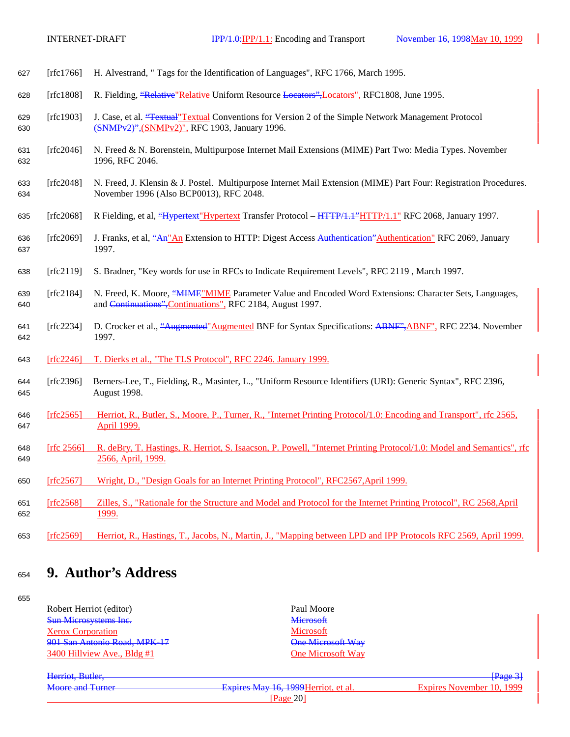[rfc1766] H. Alvestrand, " Tags for the Identification of Languages", RFC 1766, March 1995.

[rfc1808] R. Fielding, "Relative Uniform Resource Locators", RFC1808, June 1995.

[rfc1903] J. Case, et al. "Textual Conventions for Version 2 of the Simple Network Management Protocol (SNMPv2)", RFC 1903, January 1996.

[rfc2046] N. Freed & N. Borenstein, Multipurpose Internet Mail Extensions (MIME) Part Two: Media Types. November 1996, RFC 2046.

[rfc2048] N. Freed, J. Klensin & J. Postel. Multipurpose Internet Mail Extension (MIME) Part Four: Registration Procedures. November 1996 (Also BCP0013), RFC 2048.

[rfc2068] R Fielding, et al, "Hypertext Transfer Protocol – HTTP/1.1" RFC 2068, January 1997.

[rfc2069] J. Franks, et al, "An Extension to HTTP: Digest Access Authentication" RFC 2069, January 1997.

[rfc2119] S. Bradner, "Key words for use in RFCs to Indicate Requirement Levels", RFC 2119 , March 1997.

[rfc2184] N. Freed, K. Moore, "MIME Parameter Value and Encoded Word Extensions: Character Sets, Languages, and Continuations", RFC 2184, August 1997.

[rfc2234] D. Crocker et al., "Augmented BNF for Syntax Specifications: ABNF", RFC 2234. November 1997.

[rfc2246] T. Dierks et al., "The TLS Protocol", RFC 2246. January 1999.

[rfc2396] Berners-Lee, T., Fielding, R., Masinter, L., "Uniform Resource Identifiers (URI): Generic Syntax", RFC 2396, August 1998.

[rfc2565] Herriot, R., Butler, S., Moore, P., Turner, R., "Internet Printing Protocol/1.0: Encoding and Transport", rfc 2565, April 1999.

[rfc 2566] R. deBry, T. Hastings, R. Herriot, S. Isaacson, P. Powell, "Internet Printing Protocol/1.0: Model and Semantics", rfc 2566, April, 1999.

[rfc2567] Wright, D., "Design Goals for an Internet Printing Protocol", RFC2567,April 1999.

[rfc2568] Zilles, S., "Rationale for the Structure and Model and Protocol for the Internet Printing Protocol", RC 2568,April 1999.

[rfc2569] Herriot, R., Hastings, T., Jacobs, N., Martin, J., "Mapping between LPD and IPP Protocols RFC 2569, April 1999.

# 9. Author's Address

Robert Herriot (editor)
Xerox Corporation
3400 Hillview Ave., Bldg #1

Paul Moore
Microsoft
One Microsoft Way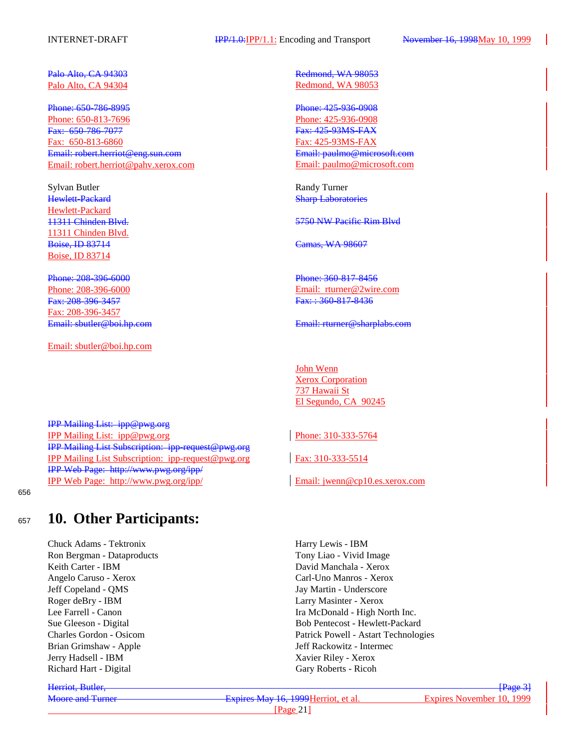~~Palo Alto, CA 94303~~
Palo Alto, CA 94304

~~Phone: 650-786-8995~~
Phone: 650-813-7696
~~Fax: 650-786-7077~~
Fax: 650-813-6860
~~Email: robert.herriot@eng.sun.com~~
Email: robert.herriot@pahv.xerox.com

~~Redmond, WA 98053~~
Redmond, WA 98053

~~Phone: 425-936-0908~~
Phone: 425-936-0908
~~Fax: 425-93MS-FAX~~
Fax: 425-93MS-FAX
~~Email: paulmo@microsoft.com~~
Email: paulmo@microsoft.com

Sylvan Butler
~~Hewlett-Packard~~
Hewlett-Packard
~~11311 Chinden Blvd.~~
11311 Chinden Blvd.
~~Boise, ID 83714~~
Boise, ID 83714

~~Phone: 208-396-6000~~
Phone: 208-396-6000
~~Fax: 208-396-3457~~
Fax: 208-396-3457
~~Email: sbutler@boi.hp.com~~

Email: sbutler@boi.hp.com

Randy Turner
~~Sharp Laboratories~~

~~5750 NW Pacific Rim Blvd~~

~~Camas, WA 98607~~

~~Phone: 360-817-8456~~
Email: rturner@2wire.com
~~Fax: : 360-817-8436~~

~~Email: rturner@sharplabs.com~~

John Wenn
Xerox Corporation
737 Hawaii St
El Segundo, CA 90245

Phone: 310-333-5764

Fax: 310-333-5514

Email: jwenn@cp10.es.xerox.com

~~IPP Mailing List: ipp@pwg.org~~
IPP Mailing List: ipp@pwg.org
~~IPP Mailing List Subscription: ipp-request@pwg.org~~
IPP Mailing List Subscription: ipp-request@pwg.org
~~IPP Web Page: http://www.pwg.org/ipp/~~
IPP Web Page: http://www.pwg.org/ipp/

# 10. Other Participants:

Chuck Adams - Tektronix
Ron Bergman - Dataproducts
Keith Carter - IBM
Angelo Caruso - Xerox
Jeff Copeland - QMS
Roger deBry - IBM
Lee Farrell - Canon
Sue Gleeson - Digital
Charles Gordon - Osicom
Brian Grimshaw - Apple
Jerry Hadsell - IBM
Richard Hart - Digital
Harry Lewis - IBM
Tony Liao - Vivid Image
David Manchala - Xerox
Carl-Uno Manros - Xerox
Jay Martin - Underscore
Larry Masinter - Xerox
Ira McDonald - High North Inc.
Bob Pentecost - Hewlett-Packard
Patrick Powell - Astart Technologies
Jeff Rackowitz - Intermec
Xavier Riley - Xerox
Gary Roberts - Ricoh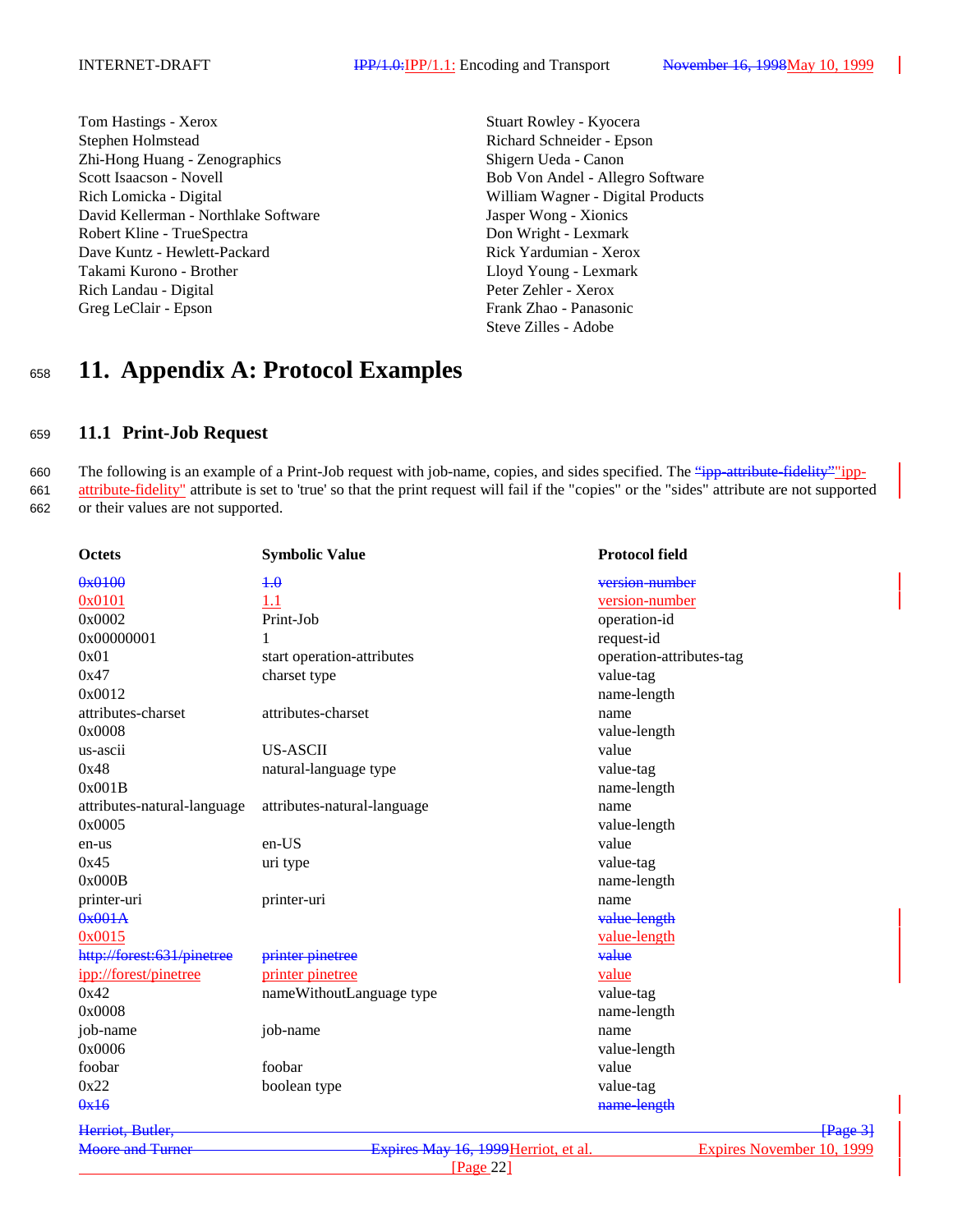Tom Hastings - Xerox
Stephen Holmstead
Zhi-Hong Huang - Zenographics
Scott Isaacson - Novell
Rich Lomicka - Digital
David Kellerman - Northlake Software
Robert Kline - TrueSpectra
Dave Kuntz - Hewlett-Packard
Takami Kurono - Brother
Rich Landau - Digital
Greg LeClair - Epson
Stuart Rowley - Kyocera
Richard Schneider - Epson
Shigern Ueda - Canon
Bob Von Andel - Allegro Software
William Wagner - Digital Products
Jasper Wong - Xionics
Don Wright - Lexmark
Rick Yardumian - Xerox
Lloyd Young - Lexmark
Peter Zehler - Xerox
Frank Zhao - Panasonic
Steve Zilles - Adobe

# 11. Appendix A: Protocol Examples

## 11.1 Print-Job Request

The following is an example of a Print-Job request with job-name, copies, and sides specified. The ~~"ipp-attribute-fidelity"~~"ipp-attribute-fidelity" attribute is set to 'true' so that the print request will fail if the "copies" or the "sides" attribute are not supported or their values are not supported.

| Octets | Symbolic Value | Protocol field |
|---|---|---|
| ~~0x0100~~ | ~~1.0~~ | ~~version-number~~ |
| 0x0101 | 1.1 | version-number |
| 0x0002 | Print-Job | operation-id |
| 0x00000001 | 1 | request-id |
| 0x01 | start operation-attributes | operation-attributes-tag |
| 0x47 | charset type | value-tag |
| 0x0012 | | name-length |
| attributes-charset | attributes-charset | name |
| 0x0008 | | value-length |
| us-ascii | US-ASCII | value |
| 0x48 | natural-language type | value-tag |
| 0x001B | | name-length |
| attributes-natural-language | attributes-natural-language | name |
| 0x0005 | | value-length |
| en-us | en-US | value |
| 0x45 | uri type | value-tag |
| 0x000B | | name-length |
| printer-uri | printer-uri | name |
| ~~0x001A~~ | | ~~value-length~~ |
| 0x0015 | | value-length |
| ~~http://forest:631/pinetree~~ | ~~printer pinetree~~ | ~~value~~ |
| ipp://forest/pinetree | printer pinetree | value |
| 0x42 | nameWithoutLanguage type | value-tag |
| 0x0008 | | name-length |
| job-name | job-name | name |
| 0x0006 | | value-length |
| foobar | foobar | value |
| 0x22 | boolean type | value-tag |
| ~~0x16~~ | | ~~name-length~~ |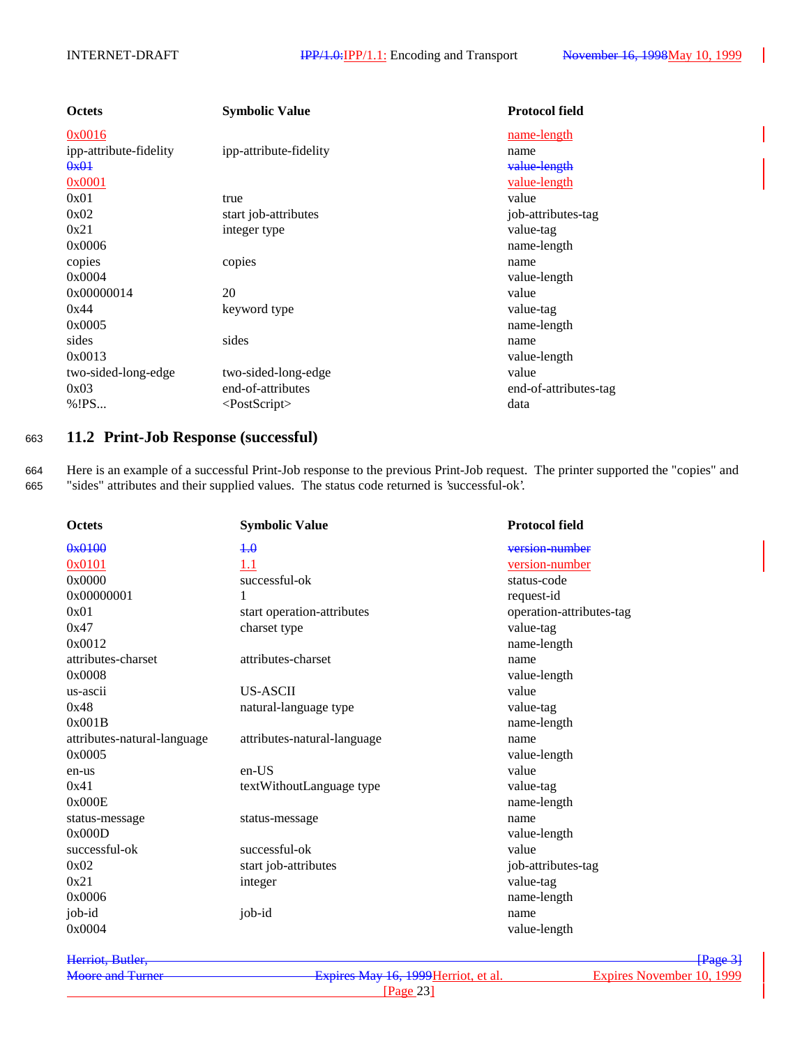| Octets | Symbolic Value | Protocol field |
| --- | --- | --- |
| 0x0016 | | name-length |
| ipp-attribute-fidelity | ipp-attribute-fidelity | name |
| 0x01 | | value-length |
| 0x0001 | | value-length |
| 0x01 | true | value |
| 0x02 | start job-attributes | job-attributes-tag |
| 0x21 | integer type | value-tag |
| 0x0006 | | name-length |
| copies | copies | name |
| 0x0004 | | value-length |
| 0x00000014 | 20 | value |
| 0x44 | keyword type | value-tag |
| 0x0005 | | name-length |
| sides | sides | name |
| 0x0013 | | value-length |
| two-sided-long-edge | two-sided-long-edge | value |
| 0x03 | end-of-attributes | end-of-attributes-tag |
| %!PS... | <PostScript> | data |

## 11.2 Print-Job Response (successful)

Here is an example of a successful Print-Job response to the previous Print-Job request. The printer supported the "copies" and "sides" attributes and their supplied values. The status code returned is 'successful-ok'.

| Octets | Symbolic Value | Protocol field |
| --- | --- | --- |
| 0x0100 | 1.0 | version-number |
| 0x0101 | 1.1 | version-number |
| 0x0000 | successful-ok | status-code |
| 0x00000001 | 1 | request-id |
| 0x01 | start operation-attributes | operation-attributes-tag |
| 0x47 | charset type | value-tag |
| 0x0012 | | name-length |
| attributes-charset | attributes-charset | name |
| 0x0008 | | value-length |
| us-ascii | US-ASCII | value |
| 0x48 | natural-language type | value-tag |
| 0x001B | | name-length |
| attributes-natural-language | attributes-natural-language | name |
| 0x0005 | | value-length |
| en-us | en-US | value |
| 0x41 | textWithoutLanguage type | value-tag |
| 0x000E | | name-length |
| status-message | status-message | name |
| 0x000D | | value-length |
| successful-ok | successful-ok | value |
| 0x02 | start job-attributes | job-attributes-tag |
| 0x21 | integer | value-tag |
| 0x0006 | | name-length |
| job-id | job-id | name |
| 0x0004 | | value-length |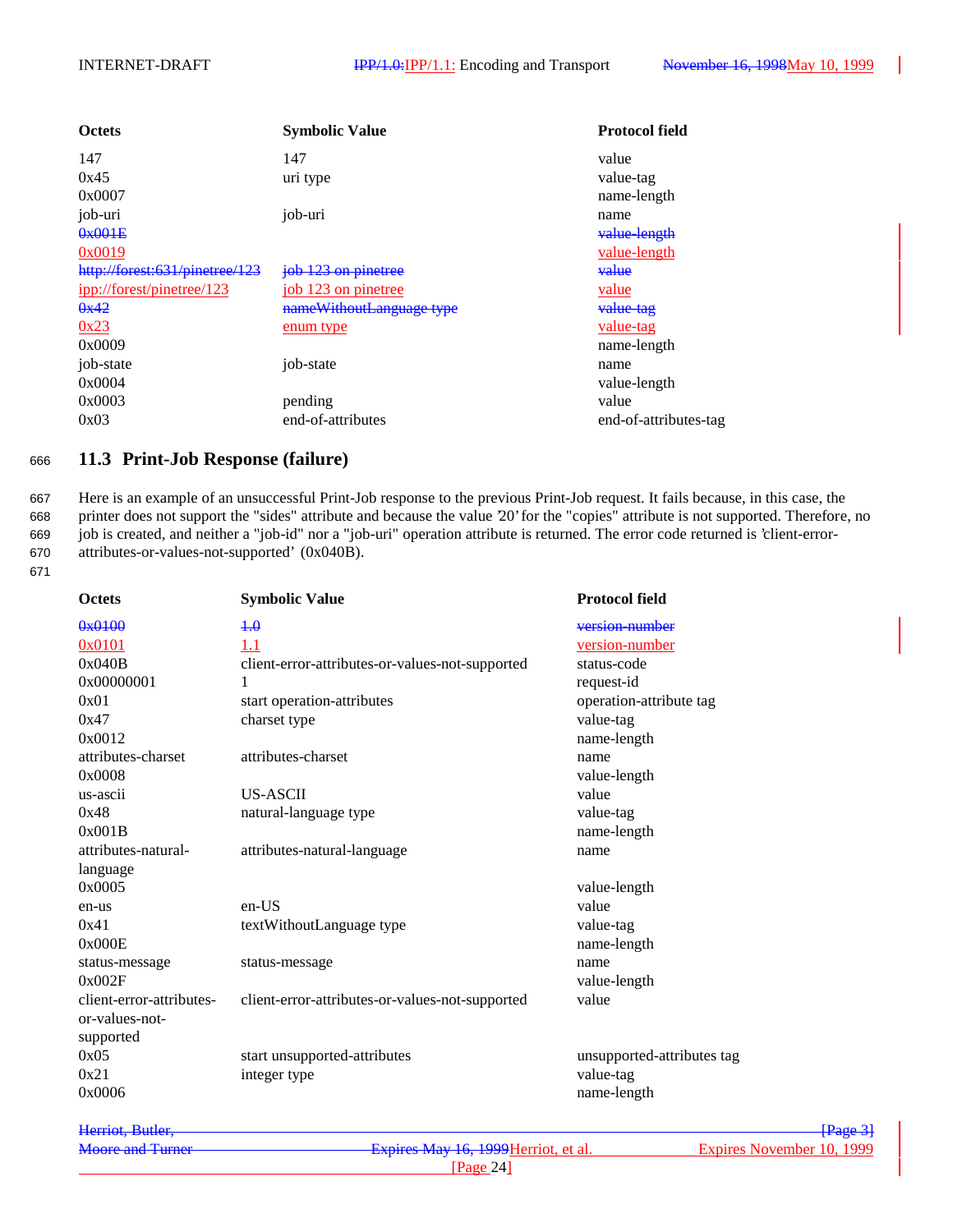| Octets | Symbolic Value | Protocol field |
|---|---|---|
| 147 | 147 | value |
| 0x45 | uri type | value-tag |
| 0x0007 | | name-length |
| job-uri | job-uri | name |
| ~~0x001E~~ | | ~~value-length~~ |
| 0x0019 | | value-length |
| ~~http://forest:631/pinetree/123~~ | ~~job 123 on pinetree~~ | ~~value~~ |
| ipp://forest/pinetree/123 | job 123 on pinetree | value |
| ~~0x42~~ | ~~nameWithoutLanguage type~~ | ~~value-tag~~ |
| 0x23 | enum type | value-tag |
| 0x0009 | | name-length |
| job-state | job-state | name |
| 0x0004 | | value-length |
| 0x0003 | pending | value |
| 0x03 | end-of-attributes | end-of-attributes-tag |

## 11.3 Print-Job Response (failure)

Here is an example of an unsuccessful Print-Job response to the previous Print-Job request. It fails because, in this case, the printer does not support the "sides" attribute and because the value '20' for the "copies" attribute is not supported. Therefore, no job is created, and neither a "job-id" nor a "job-uri" operation attribute is returned. The error code returned is 'client-error-attributes-or-values-not-supported' (0x040B).

| Octets | Symbolic Value | Protocol field |
|---|---|---|
| ~~0x0100~~ | ~~1.0~~ | ~~version-number~~ |
| 0x0101 | 1.1 | version-number |
| 0x040B | client-error-attributes-or-values-not-supported | status-code |
| 0x00000001 | 1 | request-id |
| 0x01 | start operation-attributes | operation-attribute tag |
| 0x47 | charset type | value-tag |
| 0x0012 | | name-length |
| attributes-charset | attributes-charset | name |
| 0x0008 | | value-length |
| us-ascii | US-ASCII | value |
| 0x48 | natural-language type | value-tag |
| 0x001B | | name-length |
| attributes-natural-language | attributes-natural-language | name |
| 0x0005 | | value-length |
| en-us | en-US | value |
| 0x41 | textWithoutLanguage type | value-tag |
| 0x000E | | name-length |
| status-message | status-message | name |
| 0x002F | | value-length |
| client-error-attributes-or-values-not-supported | client-error-attributes-or-values-not-supported | value |
| 0x05 | start unsupported-attributes | unsupported-attributes tag |
| 0x21 | integer type | value-tag |
| 0x0006 | | name-length |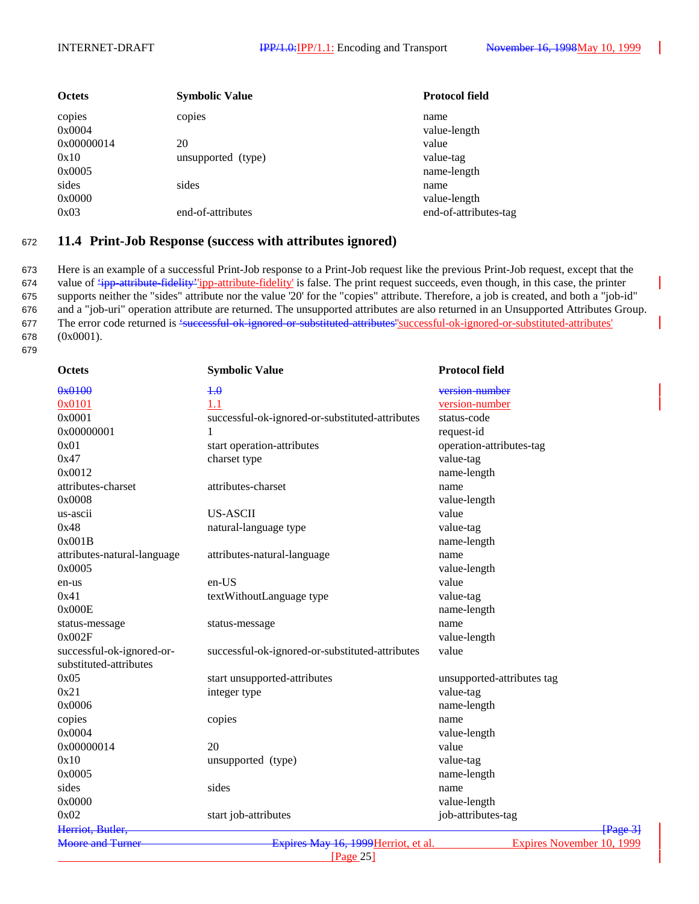| Octets | Symbolic Value | Protocol field |
|---|---|---|
| copies | copies | name |
| 0x0004 | | value-length |
| 0x00000014 | 20 | value |
| 0x10 | unsupported (type) | value-tag |
| 0x0005 | | name-length |
| sides | sides | name |
| 0x0000 | | value-length |
| 0x03 | end-of-attributes | end-of-attributes-tag |

## 11.4 Print-Job Response (success with attributes ignored)

Here is an example of a successful Print-Job response to a Print-Job request like the previous Print-Job request, except that the value of ~~'ipp-attribute-fidelity'~~'ipp-attribute-fidelity' is false. The print request succeeds, even though, in this case, the printer supports neither the "sides" attribute nor the value '20' for the "copies" attribute. Therefore, a job is created, and both a "job-id" and a "job-uri" operation attribute are returned. The unsupported attributes are also returned in an Unsupported Attributes Group. The error code returned is ~~'successful-ok-ignored-or-substituted-attributes'~~'successful-ok-ignored-or-substituted-attributes' (0x0001).

| Octets | Symbolic Value | Protocol field |
|---|---|---|
| ~~0x0100~~ | ~~1.0~~ | ~~version-number~~ |
| 0x0101 | 1.1 | version-number |
| 0x0001 | successful-ok-ignored-or-substituted-attributes | status-code |
| 0x00000001 | 1 | request-id |
| 0x01 | start operation-attributes | operation-attributes-tag |
| 0x47 | charset type | value-tag |
| 0x0012 | | name-length |
| attributes-charset | attributes-charset | name |
| 0x0008 | | value-length |
| us-ascii | US-ASCII | value |
| 0x48 | natural-language type | value-tag |
| 0x001B | | name-length |
| attributes-natural-language | attributes-natural-language | name |
| 0x0005 | | value-length |
| en-us | en-US | value |
| 0x41 | textWithoutLanguage type | value-tag |
| 0x000E | | name-length |
| status-message | status-message | name |
| 0x002F | | value-length |
| successful-ok-ignored-or-substituted-attributes | successful-ok-ignored-or-substituted-attributes | value |
| 0x05 | start unsupported-attributes | unsupported-attributes tag |
| 0x21 | integer type | value-tag |
| 0x0006 | | name-length |
| copies | copies | name |
| 0x0004 | | value-length |
| 0x00000014 | 20 | value |
| 0x10 | unsupported (type) | value-tag |
| 0x0005 | | name-length |
| sides | sides | name |
| 0x0000 | | value-length |
| 0x02 | start job-attributes | job-attributes-tag |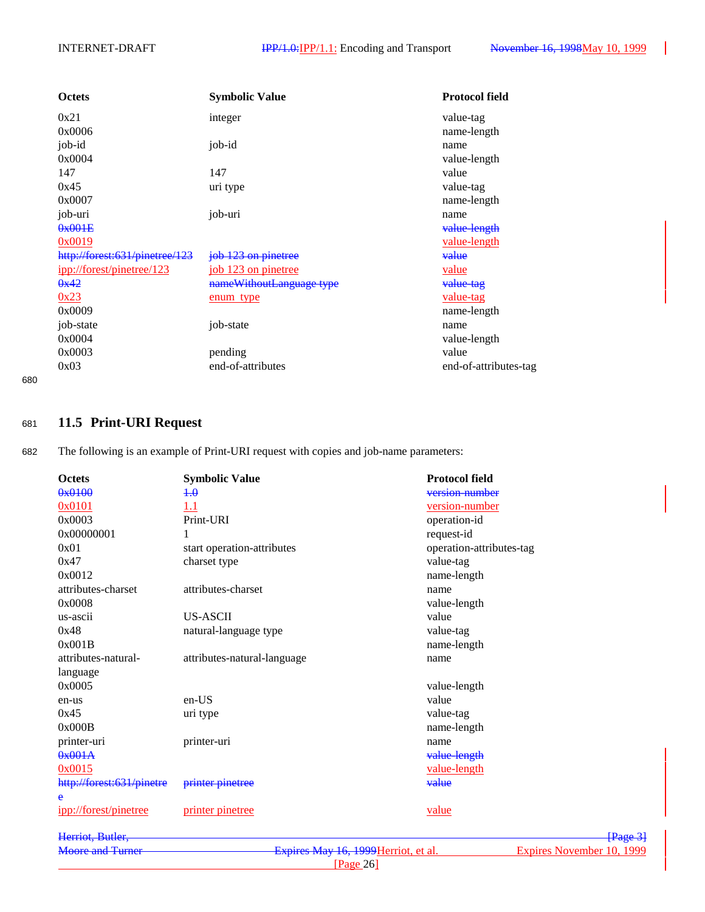| Octets | Symbolic Value | Protocol field |
|---|---|---|
| 0x21 | integer | value-tag |
| 0x0006 | | name-length |
| job-id | job-id | name |
| 0x0004 | | value-length |
| 147 | 147 | value |
| 0x45 | uri type | value-tag |
| 0x0007 | | name-length |
| job-uri | job-uri | name |
| ~~0x001E~~ | | ~~value-length~~ |
| 0x0019 | | value-length |
| ~~http://forest:631/pinetree/123~~ | ~~job 123 on pinetree~~ | ~~value~~ |
| ipp://forest/pinetree/123 | job 123 on pinetree | value |
| ~~0x42~~ | ~~nameWithoutLanguage type~~ | ~~value-tag~~ |
| 0x23 | enum type | value-tag |
| 0x0009 | | name-length |
| job-state | job-state | name |
| 0x0004 | | value-length |
| 0x0003 | pending | value |
| 0x03 | end-of-attributes | end-of-attributes-tag |

## 11.5 Print-URI Request

The following is an example of Print-URI request with copies and job-name parameters:

| Octets | Symbolic Value | Protocol field |
|---|---|---|
| ~~0x0100~~ | ~~1.0~~ | ~~version-number~~ |
| 0x0101 | 1.1 | version-number |
| 0x0003 | Print-URI | operation-id |
| 0x00000001 | 1 | request-id |
| 0x01 | start operation-attributes | operation-attributes-tag |
| 0x47 | charset type | value-tag |
| 0x0012 | | name-length |
| attributes-charset | attributes-charset | name |
| 0x0008 | | value-length |
| us-ascii | US-ASCII | value |
| 0x48 | natural-language type | value-tag |
| 0x001B | | name-length |
| attributes-natural-language | attributes-natural-language | name |
| 0x0005 | | value-length |
| en-us | en-US | value |
| 0x45 | uri type | value-tag |
| 0x000B | | name-length |
| printer-uri | printer-uri | name |
| ~~0x001A~~ | | ~~value-length~~ |
| 0x0015 | | value-length |
| ~~http://forest:631/pinetree~~ | ~~printer pinetree~~ | ~~value~~ |
| ipp://forest/pinetree | printer pinetree | value |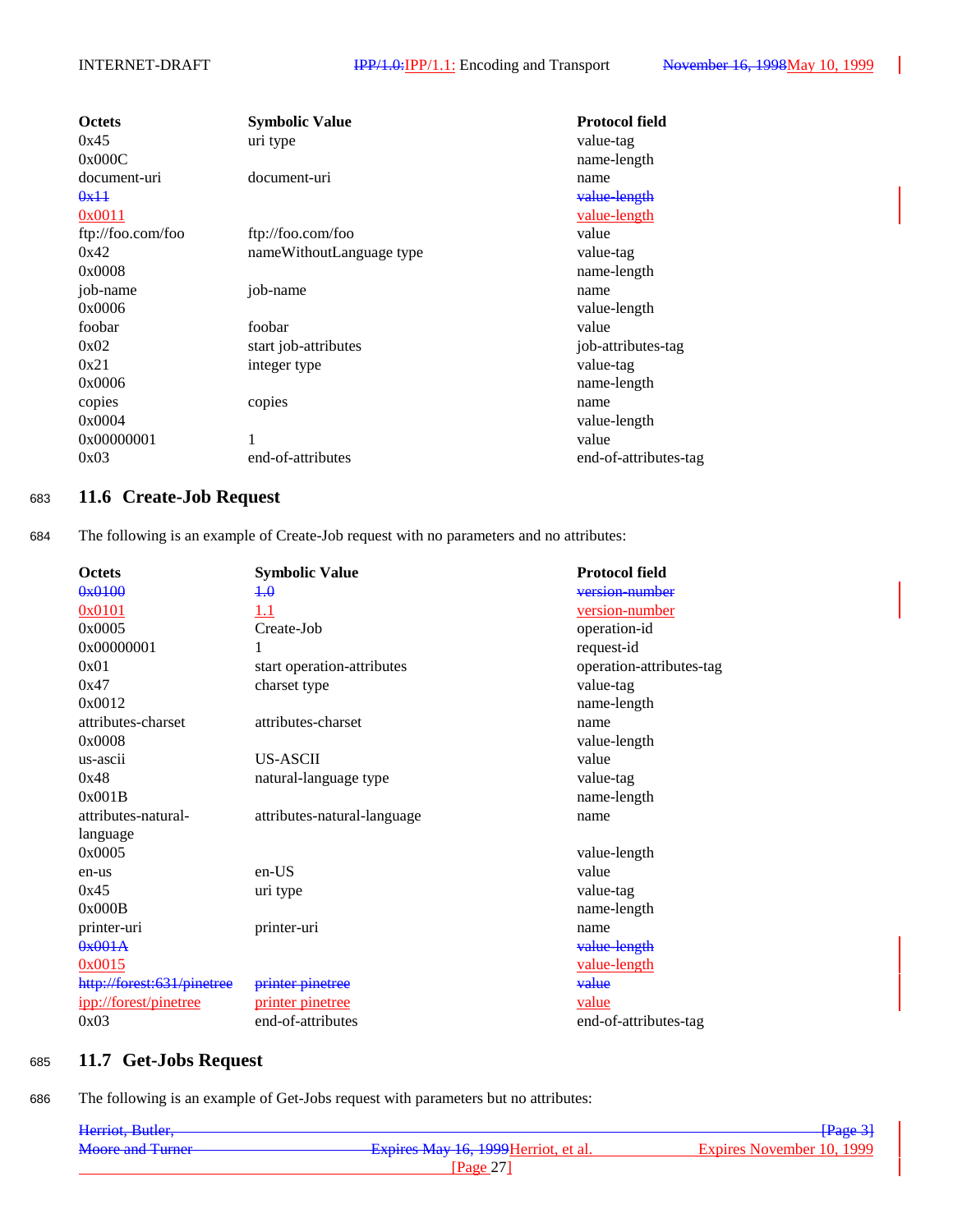| Octets | Symbolic Value | Protocol field |
|---|---|---|
| 0x45 | uri type | value-tag |
| 0x000C | | name-length |
| document-uri | document-uri | name |
| ~~0x11~~ | | ~~value-length~~ |
| 0x0011 | | value-length |
| ftp://foo.com/foo | ftp://foo.com/foo | value |
| 0x42 | nameWithoutLanguage type | value-tag |
| 0x0008 | | name-length |
| job-name | job-name | name |
| 0x0006 | | value-length |
| foobar | foobar | value |
| 0x02 | start job-attributes | job-attributes-tag |
| 0x21 | integer type | value-tag |
| 0x0006 | | name-length |
| copies | copies | name |
| 0x0004 | | value-length |
| 0x00000001 | 1 | value |
| 0x03 | end-of-attributes | end-of-attributes-tag |

683 

## 11.6 Create-Job Request

684 The following is an example of Create-Job request with no parameters and no attributes:

| Octets | Symbolic Value | Protocol field |
|---|---|---|
| ~~0x0100~~ | ~~1.0~~ | ~~version-number~~ |
| 0x0101 | 1.1 | version-number |
| 0x0005 | Create-Job | operation-id |
| 0x00000001 | 1 | request-id |
| 0x01 | start operation-attributes | operation-attributes-tag |
| 0x47 | charset type | value-tag |
| 0x0012 | | name-length |
| attributes-charset | attributes-charset | name |
| 0x0008 | | value-length |
| us-ascii | US-ASCII | value |
| 0x48 | natural-language type | value-tag |
| 0x001B | | name-length |
| attributes-natural-language | attributes-natural-language | name |
| 0x0005 | | value-length |
| en-us | en-US | value |
| 0x45 | uri type | value-tag |
| 0x000B | | name-length |
| printer-uri | printer-uri | name |
| ~~0x001A~~ | | ~~value-length~~ |
| 0x0015 | | value-length |
| ~~http://forest:631/pinetree~~ | ~~printer pinetree~~ | ~~value~~ |
| ipp://forest/pinetree | printer pinetree | value |
| 0x03 | end-of-attributes | end-of-attributes-tag |

685 

## 11.7 Get-Jobs Request

686 The following is an example of Get-Jobs request with parameters but no attributes: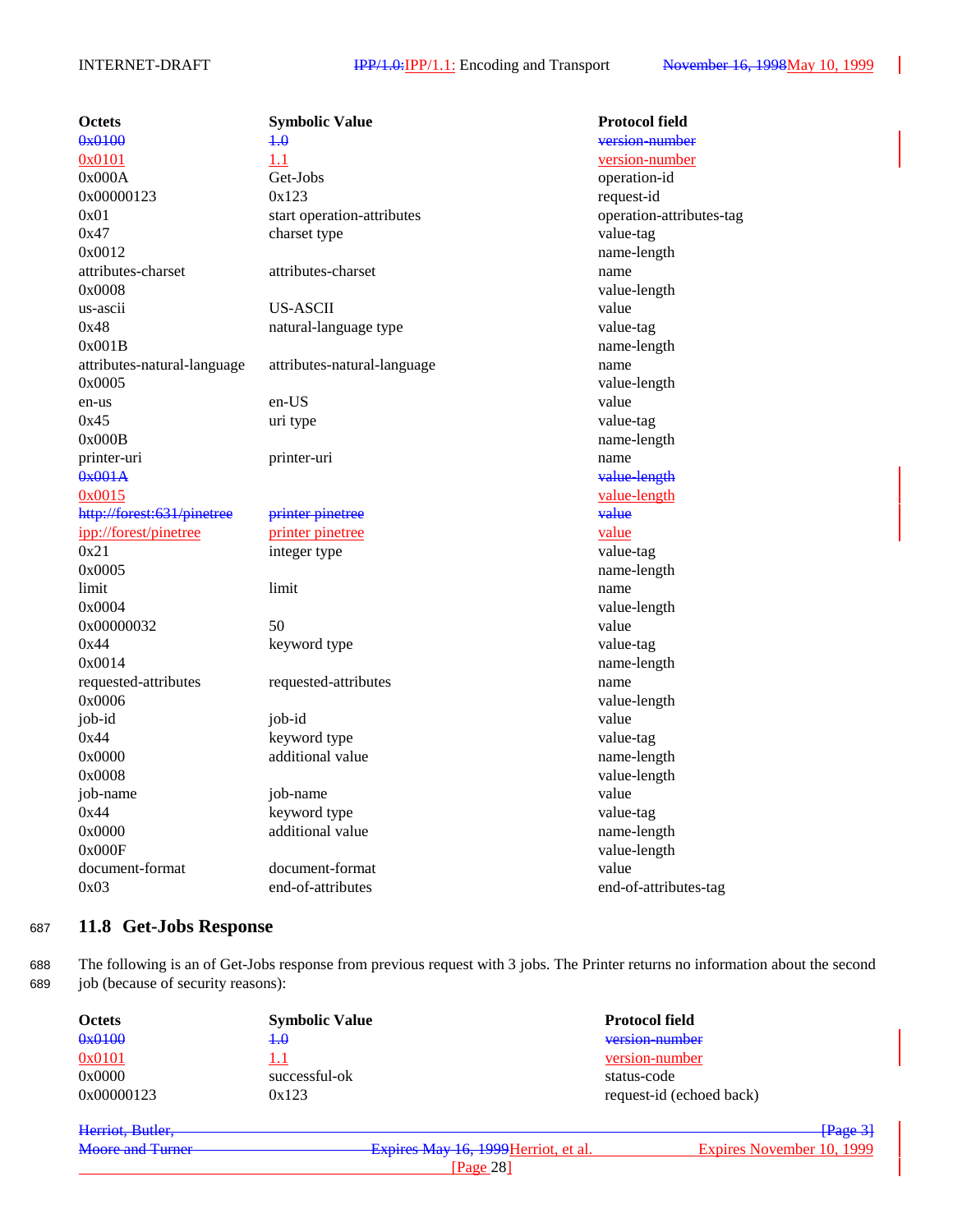| Octets | Symbolic Value | Protocol field |
| --- | --- | --- |
| ~~0x0100~~ | ~~1.0~~ | ~~version-number~~ |
| 0x0101 | 1.1 | version-number |
| 0x000A | Get-Jobs | operation-id |
| 0x00000123 | 0x123 | request-id |
| 0x01 | start operation-attributes | operation-attributes-tag |
| 0x47 | charset type | value-tag |
| 0x0012 | | name-length |
| attributes-charset | attributes-charset | name |
| 0x0008 | | value-length |
| us-ascii | US-ASCII | value |
| 0x48 | natural-language type | value-tag |
| 0x001B | | name-length |
| attributes-natural-language | attributes-natural-language | name |
| 0x0005 | | value-length |
| en-us | en-US | value |
| 0x45 | uri type | value-tag |
| 0x000B | | name-length |
| printer-uri | printer-uri | name |
| ~~0x001A~~ | | ~~value-length~~ |
| 0x0015 | | value-length |
| ~~http://forest:631/pinetree~~ | ~~printer pinetree~~ | ~~value~~ |
| ipp://forest/pinetree | printer pinetree | value |
| 0x21 | integer type | value-tag |
| 0x0005 | | name-length |
| limit | limit | name |
| 0x0004 | | value-length |
| 0x00000032 | 50 | value |
| 0x44 | keyword type | value-tag |
| 0x0014 | | name-length |
| requested-attributes | requested-attributes | name |
| 0x0006 | | value-length |
| job-id | job-id | value |
| 0x44 | keyword type | value-tag |
| 0x0000 | additional value | name-length |
| 0x0008 | | value-length |
| job-name | job-name | value |
| 0x44 | keyword type | value-tag |
| 0x0000 | additional value | name-length |
| 0x000F | | value-length |
| document-format | document-format | value |
| 0x03 | end-of-attributes | end-of-attributes-tag |

## 11.8 Get-Jobs Response

The following is an of Get-Jobs response from previous request with 3 jobs. The Printer returns no information about the second job (because of security reasons):

| Octets | Symbolic Value | Protocol field |
| --- | --- | --- |
| ~~0x0100~~ | ~~1.0~~ | ~~version-number~~ |
| 0x0101 | 1.1 | version-number |
| 0x0000 | successful-ok | status-code |
| 0x00000123 | 0x123 | request-id (echoed back) |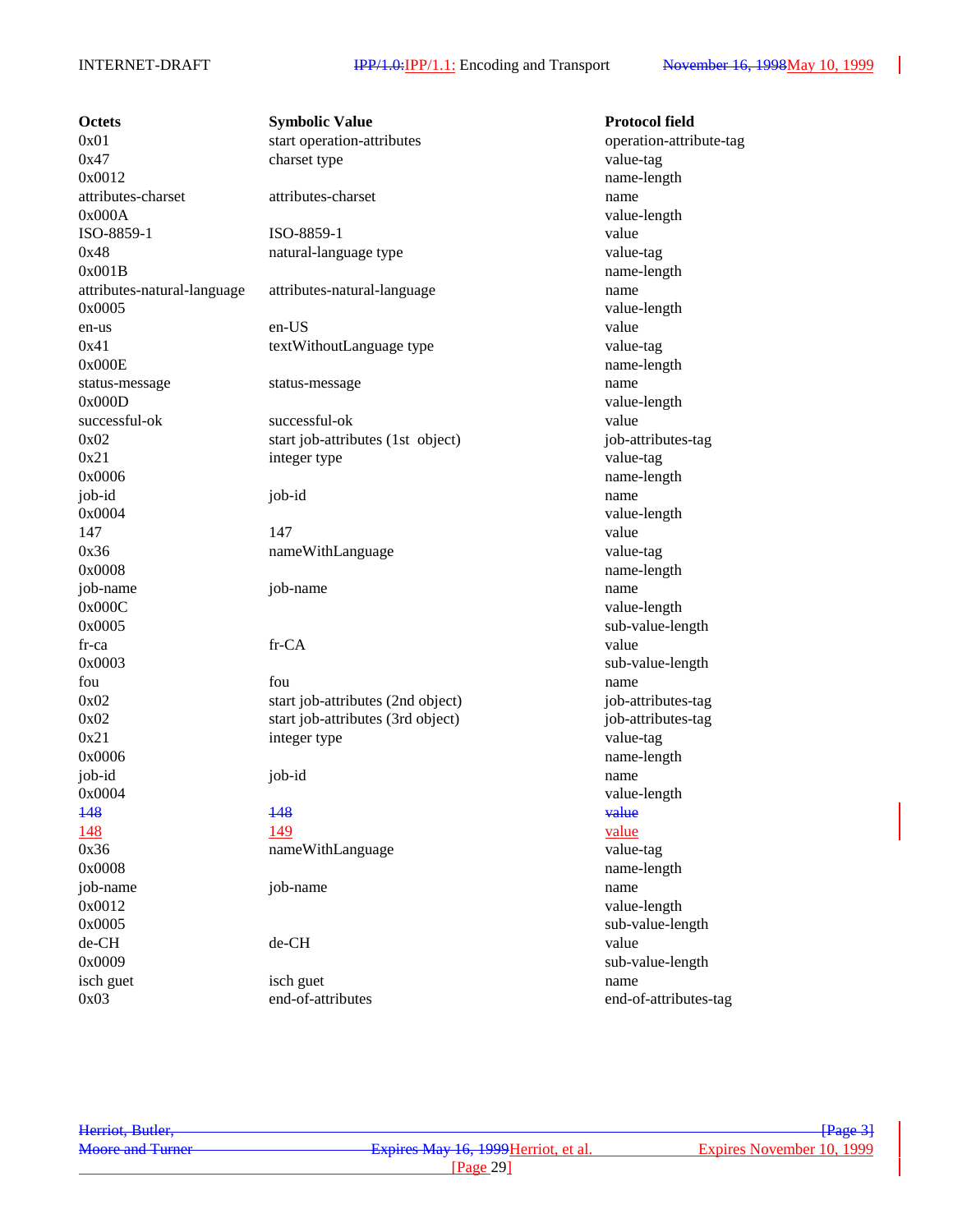| Octets | Symbolic Value | Protocol field |
|---|---|---|
| 0x01 | start operation-attributes | operation-attribute-tag |
| 0x47 | charset type | value-tag |
| 0x0012 | | name-length |
| attributes-charset | attributes-charset | name |
| 0x000A | | value-length |
| ISO-8859-1 | ISO-8859-1 | value |
| 0x48 | natural-language type | value-tag |
| 0x001B | | name-length |
| attributes-natural-language | attributes-natural-language | name |
| 0x0005 | | value-length |
| en-us | en-US | value |
| 0x41 | textWithoutLanguage type | value-tag |
| 0x000E | | name-length |
| status-message | status-message | name |
| 0x000D | | value-length |
| successful-ok | successful-ok | value |
| 0x02 | start job-attributes (1st object) | job-attributes-tag |
| 0x21 | integer type | value-tag |
| 0x0006 | | name-length |
| job-id | job-id | name |
| 0x0004 | | value-length |
| 147 | 147 | value |
| 0x36 | nameWithLanguage | value-tag |
| 0x0008 | | name-length |
| job-name | job-name | name |
| 0x000C | | value-length |
| 0x0005 | | sub-value-length |
| fr-ca | fr-CA | value |
| 0x0003 | | sub-value-length |
| fou | fou | name |
| 0x02 | start job-attributes (2nd object) | job-attributes-tag |
| 0x02 | start job-attributes (3rd object) | job-attributes-tag |
| 0x21 | integer type | value-tag |
| 0x0006 | | name-length |
| job-id | job-id | name |
| 0x0004 | | value-length |
| ~~148~~ | ~~148~~ | ~~value~~ |
| 148 | 149 | value |
| 0x36 | nameWithLanguage | value-tag |
| 0x0008 | | name-length |
| job-name | job-name | name |
| 0x0012 | | value-length |
| 0x0005 | | sub-value-length |
| de-CH | de-CH | value |
| 0x0009 | | sub-value-length |
| isch guet | isch guet | name |
| 0x03 | end-of-attributes | end-of-attributes-tag |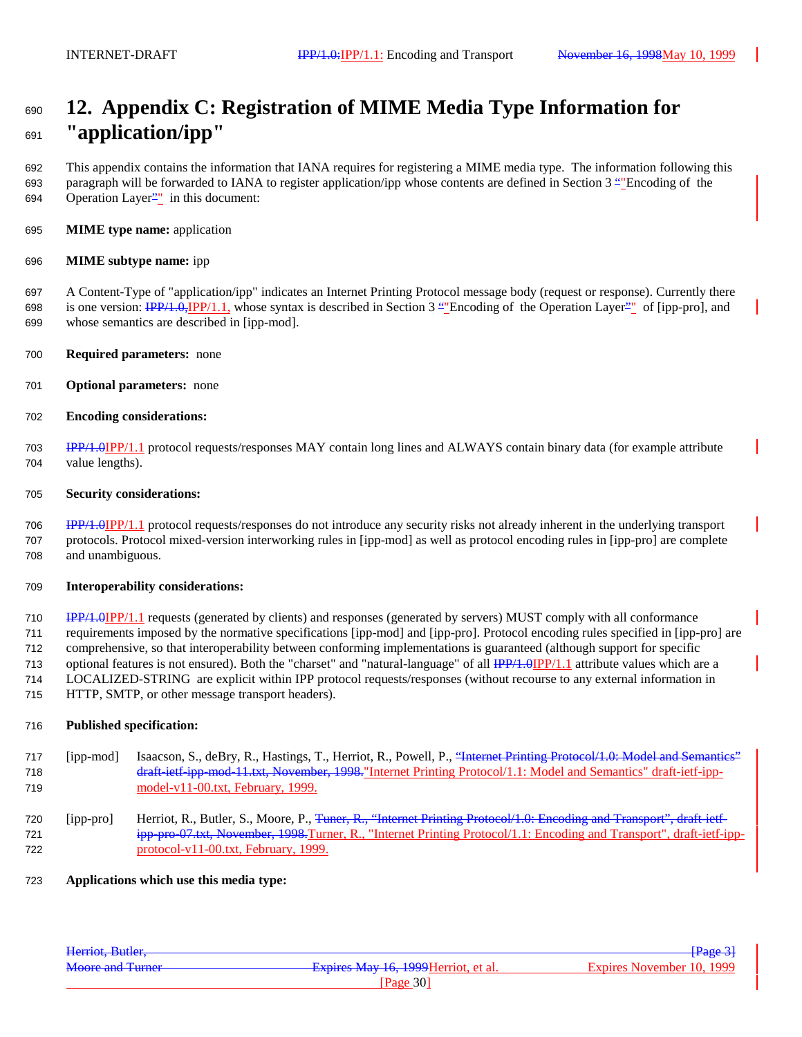# 12. Appendix C: Registration of MIME Media Type Information for "application/ipp"

This appendix contains the information that IANA requires for registering a MIME media type. The information following this paragraph will be forwarded to IANA to register application/ipp whose contents are defined in Section 3 ""Encoding of the Operation Layer"" in this document:

**MIME type name:** application

**MIME subtype name:** ipp

A Content-Type of "application/ipp" indicates an Internet Printing Protocol message body (request or response). Currently there is one version: IPP/1.0,IPP/1.1, whose syntax is described in Section 3 ""Encoding of the Operation Layer"" of [ipp-pro], and whose semantics are described in [ipp-mod].

**Required parameters:** none

**Optional parameters:** none

**Encoding considerations:**

IPP/1.0IPP/1.1 protocol requests/responses MAY contain long lines and ALWAYS contain binary data (for example attribute value lengths).

**Security considerations:**

IPP/1.0IPP/1.1 protocol requests/responses do not introduce any security risks not already inherent in the underlying transport protocols. Protocol mixed-version interworking rules in [ipp-mod] as well as protocol encoding rules in [ipp-pro] are complete and unambiguous.

**Interoperability considerations:**

IPP/1.0IPP/1.1 requests (generated by clients) and responses (generated by servers) MUST comply with all conformance requirements imposed by the normative specifications [ipp-mod] and [ipp-pro]. Protocol encoding rules specified in [ipp-pro] are comprehensive, so that interoperability between conforming implementations is guaranteed (although support for specific optional features is not ensured). Both the "charset" and "natural-language" of all IPP/1.0IPP/1.1 attribute values which are a LOCALIZED-STRING are explicit within IPP protocol requests/responses (without recourse to any external information in HTTP, SMTP, or other message transport headers).

**Published specification:**

[ipp-mod] Isaacson, S., deBry, R., Hastings, T., Herriot, R., Powell, P., "Internet Printing Protocol/1.0: Model and Semantics" draft-ietf-ipp-mod-11.txt, November, 1998."Internet Printing Protocol/1.1: Model and Semantics" draft-ietf-ipp-model-v11-00.txt, February, 1999.

[ipp-pro] Herriot, R., Butler, S., Moore, P., Tuner, R., "Internet Printing Protocol/1.0: Encoding and Transport", draft-ietf-ipp-pro-07.txt, November, 1998.Turner, R., "Internet Printing Protocol/1.1: Encoding and Transport", draft-ietf-ipp-protocol-v11-00.txt, February, 1999.

**Applications which use this media type:**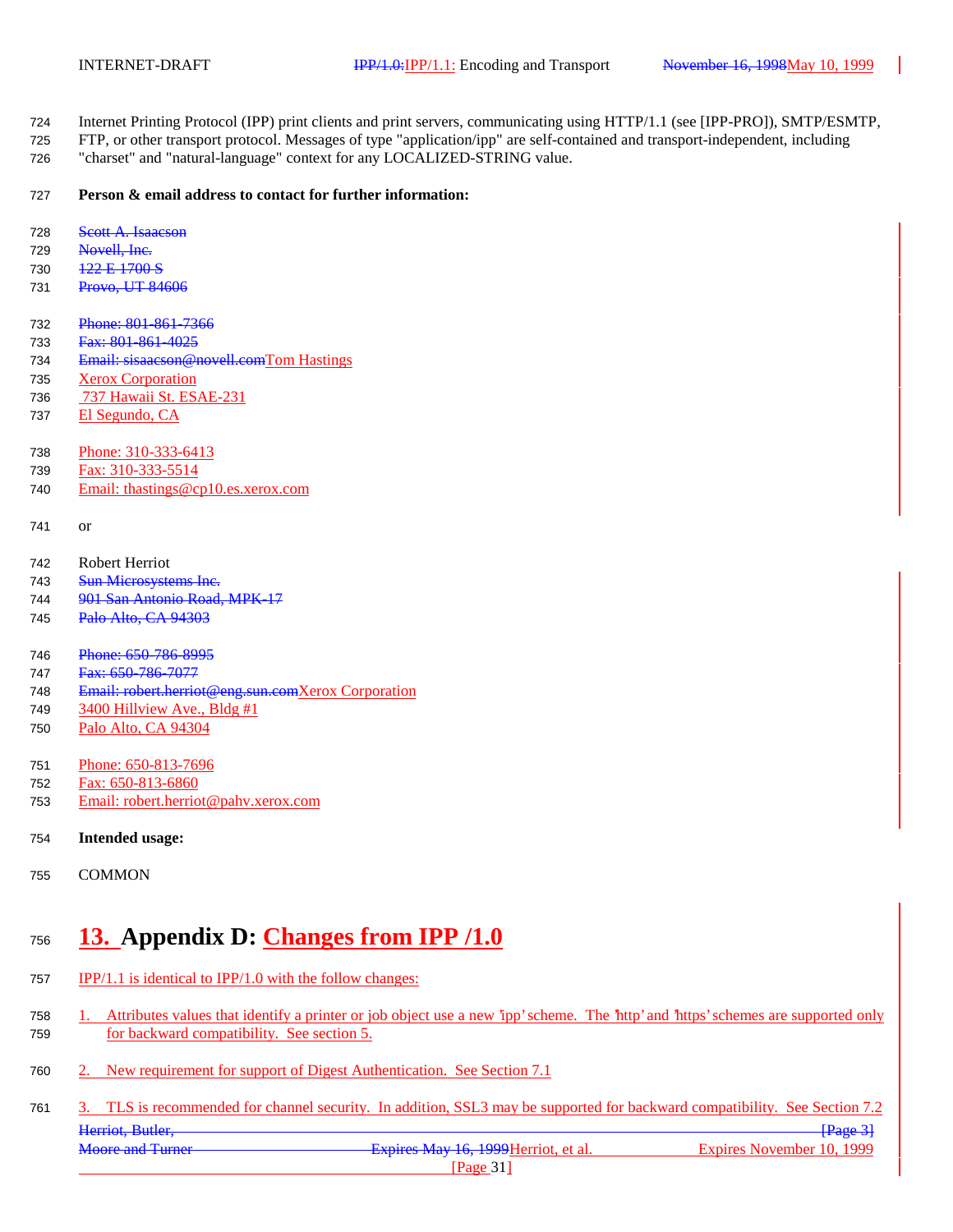Internet Printing Protocol (IPP) print clients and print servers, communicating using HTTP/1.1 (see [IPP-PRO]), SMTP/ESMTP, FTP, or other transport protocol. Messages of type "application/ipp" are self-contained and transport-independent, including "charset" and "natural-language" context for any LOCALIZED-STRING value.

**Person & email address to contact for further information:**

Scott A. Isaacson
Novell, Inc.
122 E 1700 S
Provo, UT 84606

Phone: 801-861-7366
Fax: 801-861-4025
Email: sisaacson@novell.comTom Hastings
Xerox Corporation
737 Hawaii St. ESAE-231
El Segundo, CA

Phone: 310-333-6413
Fax: 310-333-5514
Email: thastings@cp10.es.xerox.com

or

Robert Herriot
Sun Microsystems Inc.
901 San Antonio Road, MPK-17
Palo Alto, CA 94303

Phone: 650-786-8995
Fax: 650-786-7077
Email: robert.herriot@eng.sun.comXerox Corporation
3400 Hillview Ave., Bldg #1
Palo Alto, CA 94304

Phone: 650-813-7696
Fax: 650-813-6860
Email: robert.herriot@pahv.xerox.com

**Intended usage:**

COMMON

# 13. Appendix D: Changes from IPP /1.0

IPP/1.1 is identical to IPP/1.0 with the follow changes:

1. Attributes values that identify a printer or job object use a new 'ipp' scheme. The 'http' and 'https' schemes are supported only for backward compatibility. See section 5.

2. New requirement for support of Digest Authentication. See Section 7.1

3. TLS is recommended for channel security. In addition, SSL3 may be supported for backward compatibility. See Section 7.2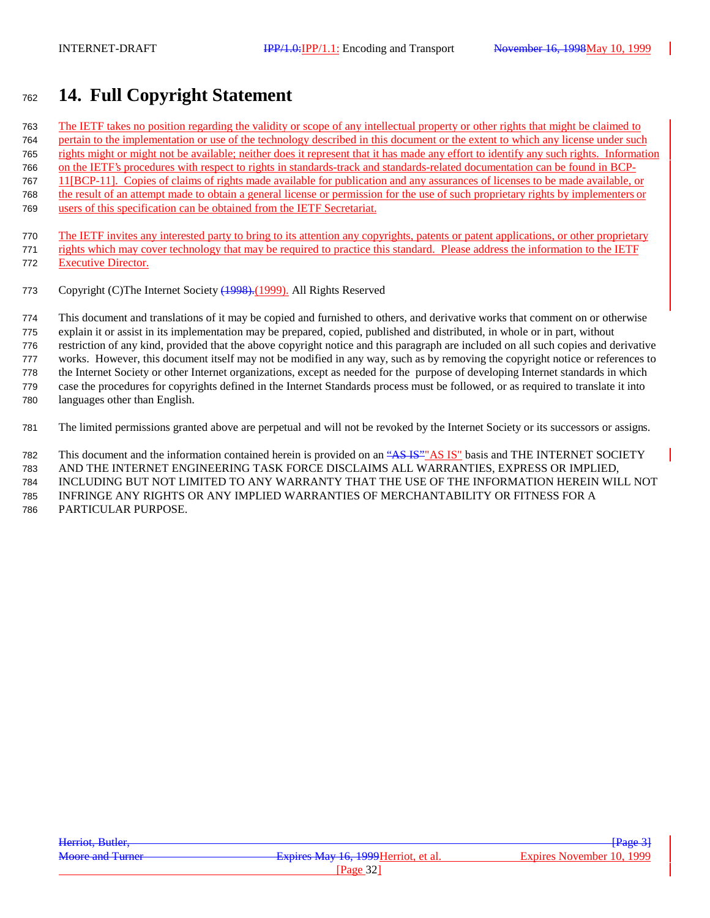# 14. Full Copyright Statement

The IETF takes no position regarding the validity or scope of any intellectual property or other rights that might be claimed to pertain to the implementation or use of the technology described in this document or the extent to which any license under such rights might or might not be available; neither does it represent that it has made any effort to identify any such rights. Information on the IETF's procedures with respect to rights in standards-track and standards-related documentation can be found in BCP-11[BCP-11]. Copies of claims of rights made available for publication and any assurances of licenses to be made available, or the result of an attempt made to obtain a general license or permission for the use of such proprietary rights by implementers or users of this specification can be obtained from the IETF Secretariat.

The IETF invites any interested party to bring to its attention any copyrights, patents or patent applications, or other proprietary rights which may cover technology that may be required to practice this standard. Please address the information to the IETF Executive Director.

Copyright (C)The Internet Society (1999). All Rights Reserved

This document and translations of it may be copied and furnished to others, and derivative works that comment on or otherwise explain it or assist in its implementation may be prepared, copied, published and distributed, in whole or in part, without restriction of any kind, provided that the above copyright notice and this paragraph are included on all such copies and derivative works. However, this document itself may not be modified in any way, such as by removing the copyright notice or references to the Internet Society or other Internet organizations, except as needed for the purpose of developing Internet standards in which case the procedures for copyrights defined in the Internet Standards process must be followed, or as required to translate it into languages other than English.

The limited permissions granted above are perpetual and will not be revoked by the Internet Society or its successors or assigns.

This document and the information contained herein is provided on an "AS IS" basis and THE INTERNET SOCIETY AND THE INTERNET ENGINEERING TASK FORCE DISCLAIMS ALL WARRANTIES, EXPRESS OR IMPLIED, INCLUDING BUT NOT LIMITED TO ANY WARRANTY THAT THE USE OF THE INFORMATION HEREIN WILL NOT INFRINGE ANY RIGHTS OR ANY IMPLIED WARRANTIES OF MERCHANTABILITY OR FITNESS FOR A PARTICULAR PURPOSE.